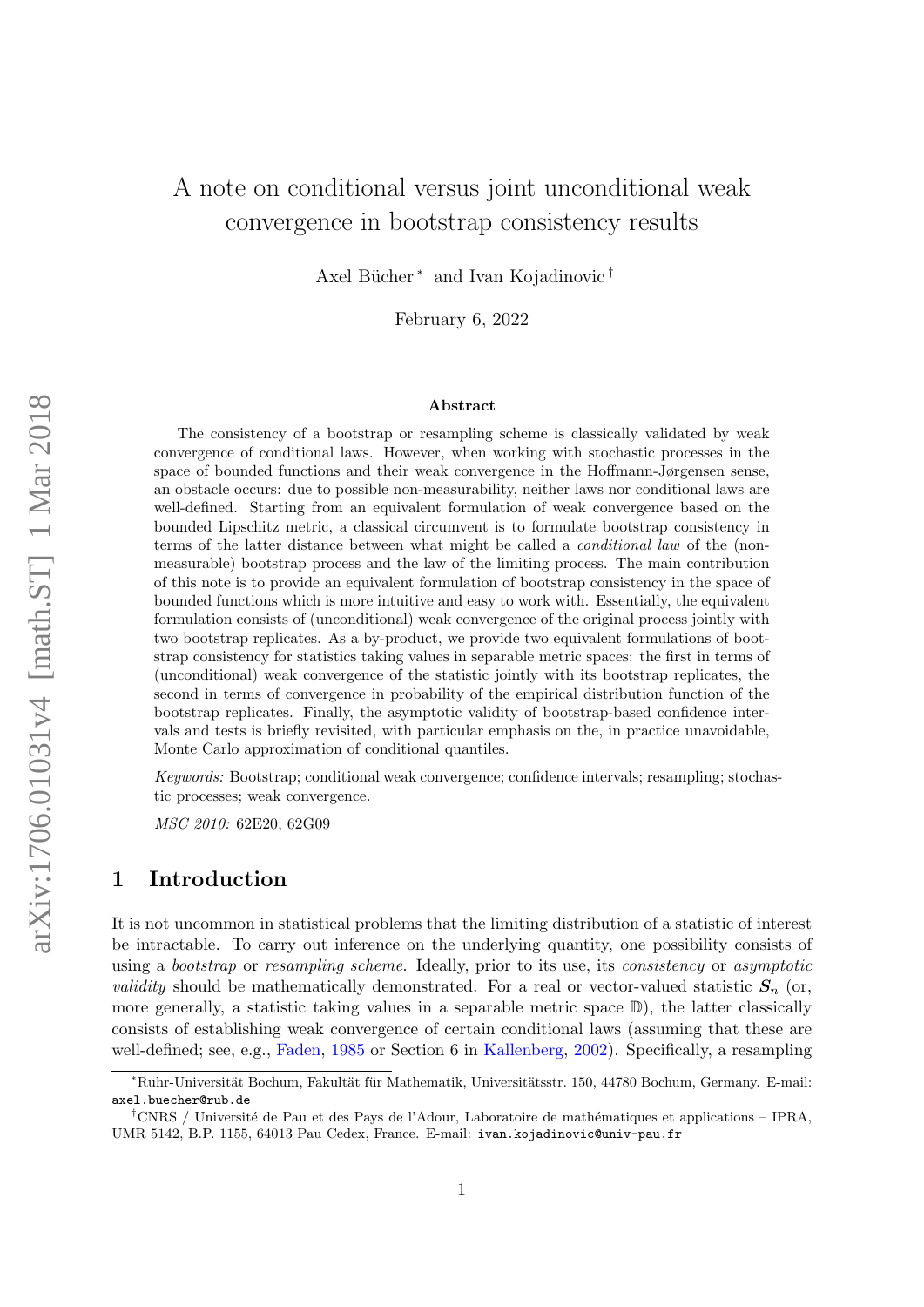# A note on conditional versus joint unconditional weak convergence in bootstrap consistency results

Axel Bücher [*] and Ivan Kojadinovic [†]

February 6, 2022

### Abstract

The consistency of a bootstrap or resampling scheme is classically validated by weak convergence of conditional laws. However, when working with stochastic processes in the space of bounded functions and their weak convergence in the Hoffmann-Jørgensen sense, an obstacle occurs: due to possible non-measurability, neither laws nor conditional laws are well-defined. Starting from an equivalent formulation of weak convergence based on the bounded Lipschitz metric, a classical circumvent is to formulate bootstrap consistency in terms of the latter distance between what might be called a *conditional law* of the (non-measurable) bootstrap process and the law of the limiting process. The main contribution of this note is to provide an equivalent formulation of bootstrap consistency in the space of bounded functions which is more intuitive and easy to work with. Essentially, the equivalent formulation consists of (unconditional) weak convergence of the original process jointly with two bootstrap replicates. As a by-product, we provide two equivalent formulations of bootstrap consistency for statistics taking values in separable metric spaces: the first in terms of (unconditional) weak convergence of the statistic jointly with its bootstrap replicates, the second in terms of convergence in probability of the empirical distribution function of the bootstrap replicates. Finally, the asymptotic validity of bootstrap-based confidence intervals and tests is briefly revisited, with particular emphasis on the, in practice unavoidable, Monte Carlo approximation of conditional quantiles.

*Keywords:* Bootstrap; conditional weak convergence; confidence intervals; resampling; stochastic processes; weak convergence.

*MSC 2010:* 62E20; 62G09

## 1 Introduction

It is not uncommon in statistical problems that the limiting distribution of a statistic of interest be intractable. To carry out inference on the underlying quantity, one possibility consists of using a *bootstrap* or *resampling scheme*. Ideally, prior to its use, its *consistency* or *asymptotic validity* should be mathematically demonstrated. For a real or vector-valued statistic $\boldsymbol{S}_n$ (or, more generally, a statistic taking values in a separable metric space $\mathbb{D}$), the latter classically consists of establishing weak convergence of certain conditional laws (assuming that these are well-defined; see, e.g., Faden, 1985 or Section 6 in Kallenberg, 2002). Specifically, a resampling

---

[*] Ruhr-Universität Bochum, Fakultät für Mathematik, Universitätsstr. 150, 44780 Bochum, Germany. E-mail: axel.buecher@rub.de

[†] CNRS / Université de Pau et des Pays de l'Adour, Laboratoire de mathématiques et applications – IPRA, UMR 5142, B.P. 1155, 64013 Pau Cedex, France. E-mail: ivan.kojadinovic@univ-pau.fr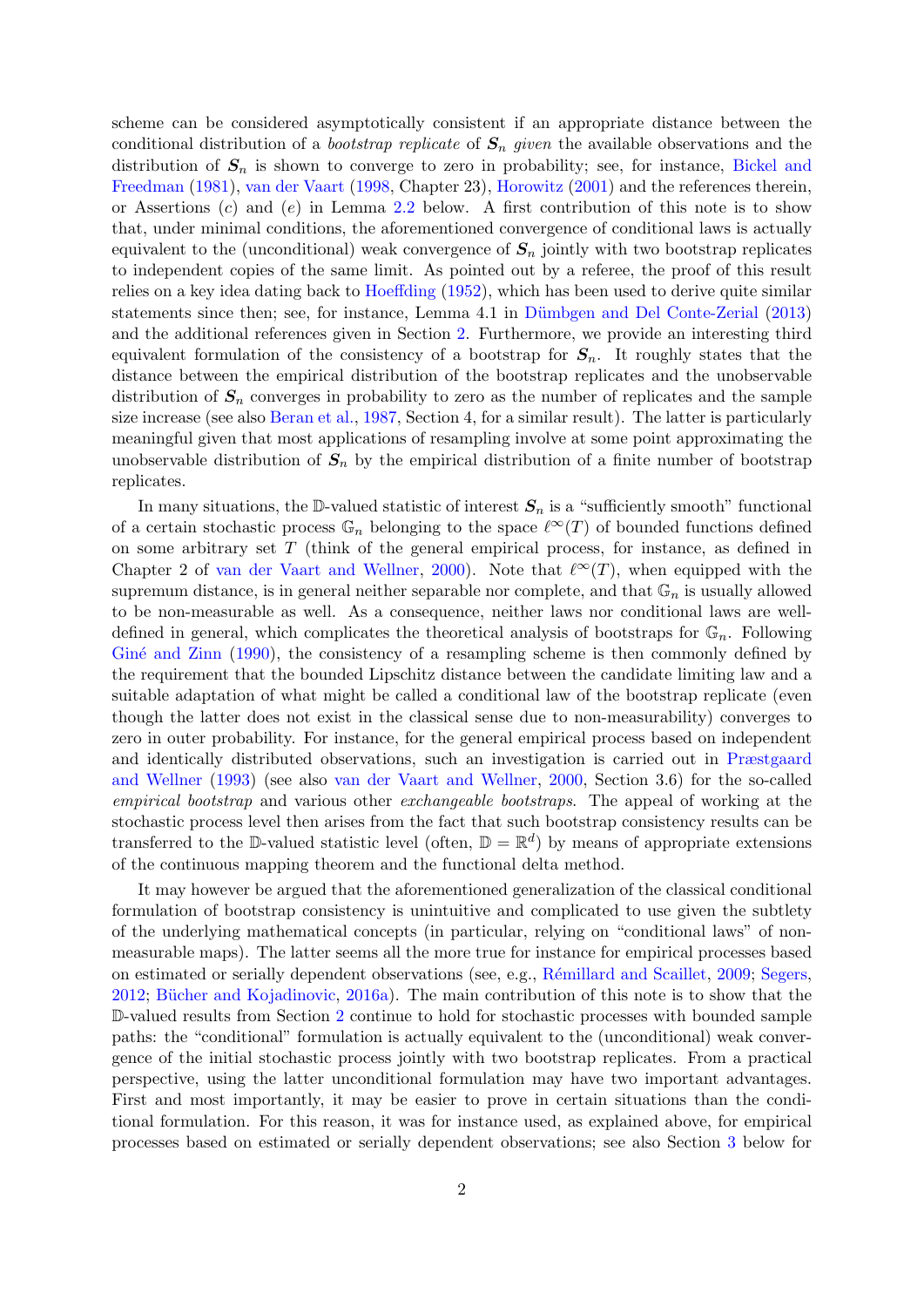scheme can be considered asymptotically consistent if an appropriate distance between the conditional distribution of a *bootstrap replicate* of $\boldsymbol{S}_n$ *given* the available observations and the distribution of $\boldsymbol{S}_n$ is shown to converge to zero in probability; see, for instance, Bickel and Freedman (1981), van der Vaart (1998, Chapter 23), Horowitz (2001) and the references therein, or Assertions $(c)$ and $(e)$ in Lemma 2.2 below. A first contribution of this note is to show that, under minimal conditions, the aforementioned convergence of conditional laws is actually equivalent to the (unconditional) weak convergence of $\boldsymbol{S}_n$ jointly with two bootstrap replicates to independent copies of the same limit. As pointed out by a referee, the proof of this result relies on a key idea dating back to Hoeffding (1952), which has been used to derive quite similar statements since then; see, for instance, Lemma 4.1 in Dümbgen and Del Conte-Zerial (2013) and the additional references given in Section 2. Furthermore, we provide an interesting third equivalent formulation of the consistency of a bootstrap for $\boldsymbol{S}_n$. It roughly states that the distance between the empirical distribution of the bootstrap replicates and the unobservable distribution of $\boldsymbol{S}_n$ converges in probability to zero as the number of replicates and the sample size increase (see also Beran et al., 1987, Section 4, for a similar result). The latter is particularly meaningful given that most applications of resampling involve at some point approximating the unobservable distribution of $\boldsymbol{S}_n$ by the empirical distribution of a finite number of bootstrap replicates.

In many situations, the $\mathbb{D}$-valued statistic of interest $\boldsymbol{S}_n$ is a "sufficiently smooth" functional of a certain stochastic process $\mathbb{G}_n$ belonging to the space $\ell^\infty(T)$ of bounded functions defined on some arbitrary set $T$ (think of the general empirical process, for instance, as defined in Chapter 2 of van der Vaart and Wellner, 2000). Note that $\ell^\infty(T)$, when equipped with the supremum distance, is in general neither separable nor complete, and that $\mathbb{G}_n$ is usually allowed to be non-measurable as well. As a consequence, neither laws nor conditional laws are well-defined in general, which complicates the theoretical analysis of bootstraps for $\mathbb{G}_n$. Following Giné and Zinn (1990), the consistency of a resampling scheme is then commonly defined by the requirement that the bounded Lipschitz distance between the candidate limiting law and a suitable adaptation of what might be called a conditional law of the bootstrap replicate (even though the latter does not exist in the classical sense due to non-measurability) converges to zero in outer probability. For instance, for the general empirical process based on independent and identically distributed observations, such an investigation is carried out in Præstgaard and Wellner (1993) (see also van der Vaart and Wellner, 2000, Section 3.6) for the so-called *empirical bootstrap* and various other *exchangeable bootstraps*. The appeal of working at the stochastic process level then arises from the fact that such bootstrap consistency results can be transferred to the $\mathbb{D}$-valued statistic level (often, $\mathbb{D} = \mathbb{R}^d$) by means of appropriate extensions of the continuous mapping theorem and the functional delta method.

It may however be argued that the aforementioned generalization of the classical conditional formulation of bootstrap consistency is unintuitive and complicated to use given the subtlety of the underlying mathematical concepts (in particular, relying on "conditional laws" of non-measurable maps). The latter seems all the more true for instance for empirical processes based on estimated or serially dependent observations (see, e.g., Rémillard and Scaillet, 2009; Segers, 2012; Bücher and Kojadinovic, 2016a). The main contribution of this note is to show that the $\mathbb{D}$-valued results from Section 2 continue to hold for stochastic processes with bounded sample paths: the "conditional" formulation is actually equivalent to the (unconditional) weak convergence of the initial stochastic process jointly with two bootstrap replicates. From a practical perspective, using the latter unconditional formulation may have two important advantages. First and most importantly, it may be easier to prove in certain situations than the conditional formulation. For this reason, it was for instance used, as explained above, for empirical processes based on estimated or serially dependent observations; see also Section 3 below for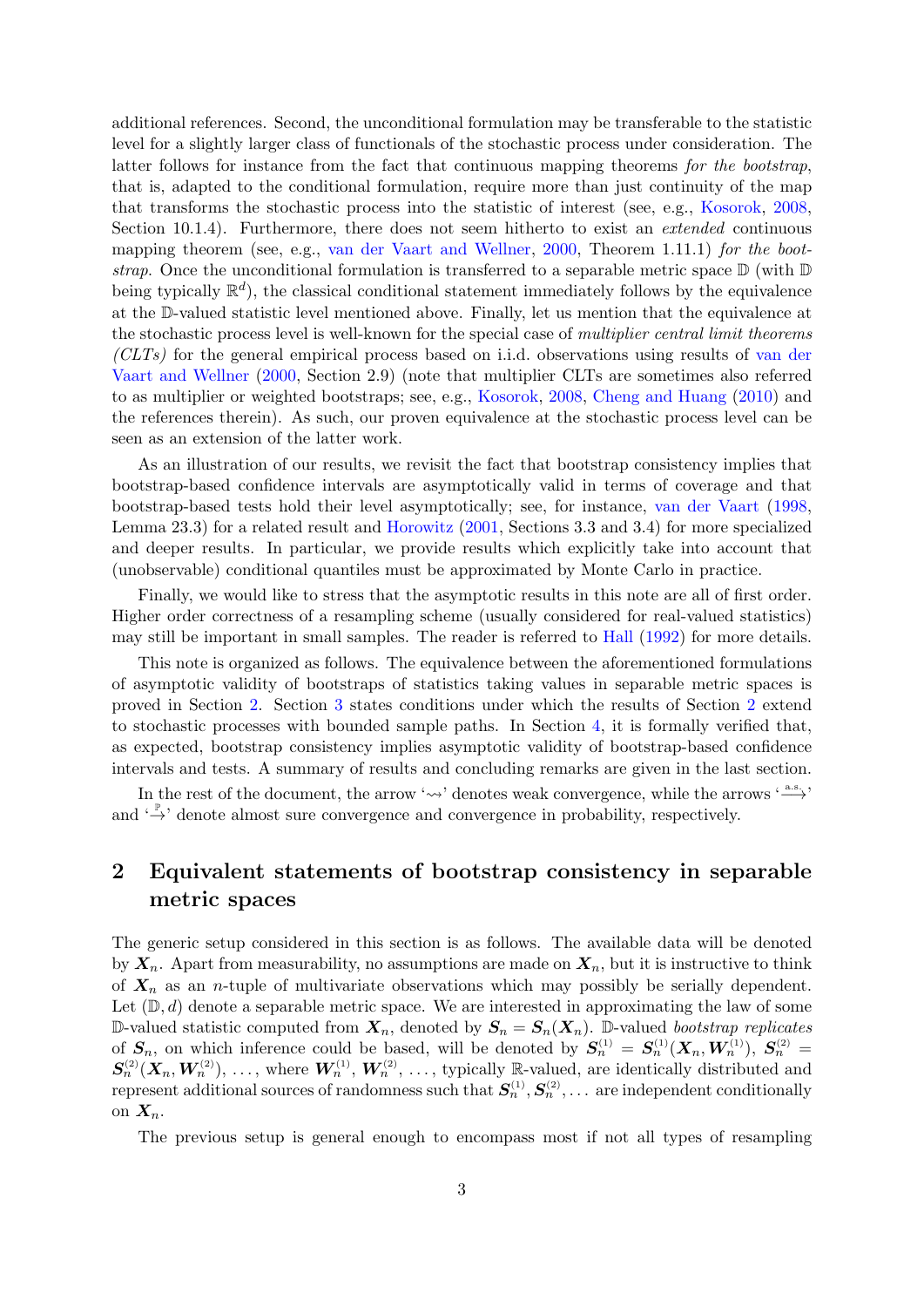additional references. Second, the unconditional formulation may be transferable to the statistic level for a slightly larger class of functionals of the stochastic process under consideration. The latter follows for instance from the fact that continuous mapping theorems *for the bootstrap*, that is, adapted to the conditional formulation, require more than just continuity of the map that transforms the stochastic process into the statistic of interest (see, e.g., Kosorok, 2008, Section 10.1.4). Furthermore, there does not seem hitherto to exist an *extended* continuous mapping theorem (see, e.g., van der Vaart and Wellner, 2000, Theorem 1.11.1) *for the bootstrap*. Once the unconditional formulation is transferred to a separable metric space $\mathbb{D}$ (with $\mathbb{D}$ being typically $\mathbb{R}^d$), the classical conditional statement immediately follows by the equivalence at the $\mathbb{D}$-valued statistic level mentioned above. Finally, let us mention that the equivalence at the stochastic process level is well-known for the special case of *multiplier central limit theorems (CLTs)* for the general empirical process based on i.i.d. observations using results of van der Vaart and Wellner (2000, Section 2.9) (note that multiplier CLTs are sometimes also referred to as multiplier or weighted bootstraps; see, e.g., Kosorok, 2008, Cheng and Huang (2010) and the references therein). As such, our proven equivalence at the stochastic process level can be seen as an extension of the latter work.

As an illustration of our results, we revisit the fact that bootstrap consistency implies that bootstrap-based confidence intervals are asymptotically valid in terms of coverage and that bootstrap-based tests hold their level asymptotically; see, for instance, van der Vaart (1998, Lemma 23.3) for a related result and Horowitz (2001, Sections 3.3 and 3.4) for more specialized and deeper results. In particular, we provide results which explicitly take into account that (unobservable) conditional quantiles must be approximated by Monte Carlo in practice.

Finally, we would like to stress that the asymptotic results in this note are all of first order. Higher order correctness of a resampling scheme (usually considered for real-valued statistics) may still be important in small samples. The reader is referred to Hall (1992) for more details.

This note is organized as follows. The equivalence between the aforementioned formulations of asymptotic validity of bootstraps of statistics taking values in separable metric spaces is proved in Section 2. Section 3 states conditions under which the results of Section 2 extend to stochastic processes with bounded sample paths. In Section 4, it is formally verified that, as expected, bootstrap consistency implies asymptotic validity of bootstrap-based confidence intervals and tests. A summary of results and concluding remarks are given in the last section.

In the rest of the document, the arrow '$\leadsto$' denotes weak convergence, while the arrows '$\xrightarrow{\text{a.s.}}$' and '$\xrightarrow{\mathbb{P}}$' denote almost sure convergence and convergence in probability, respectively.

## 2 Equivalent statements of bootstrap consistency in separable metric spaces

The generic setup considered in this section is as follows. The available data will be denoted by $\boldsymbol{X}_n$. Apart from measurability, no assumptions are made on $\boldsymbol{X}_n$, but it is instructive to think of $\boldsymbol{X}_n$ as an $n$-tuple of multivariate observations which may possibly be serially dependent. Let $(\mathbb{D}, d)$ denote a separable metric space. We are interested in approximating the law of some $\mathbb{D}$-valued statistic computed from $\boldsymbol{X}_n$, denoted by $\boldsymbol{S}_n = \boldsymbol{S}_n(\boldsymbol{X}_n)$. $\mathbb{D}$-valued *bootstrap replicates* of $\boldsymbol{S}_n$, on which inference could be based, will be denoted by $\boldsymbol{S}_n^{(1)} = \boldsymbol{S}_n^{(1)}(\boldsymbol{X}_n, \boldsymbol{W}_n^{(1)})$, $\boldsymbol{S}_n^{(2)} = \boldsymbol{S}_n^{(2)}(\boldsymbol{X}_n, \boldsymbol{W}_n^{(2)})$, ..., where $\boldsymbol{W}_n^{(1)}$, $\boldsymbol{W}_n^{(2)}$, ..., typically $\mathbb{R}$-valued, are identically distributed and represent additional sources of randomness such that $\boldsymbol{S}_n^{(1)}, \boldsymbol{S}_n^{(2)}, \dots$ are independent conditionally on $\boldsymbol{X}_n$.

The previous setup is general enough to encompass most if not all types of resampling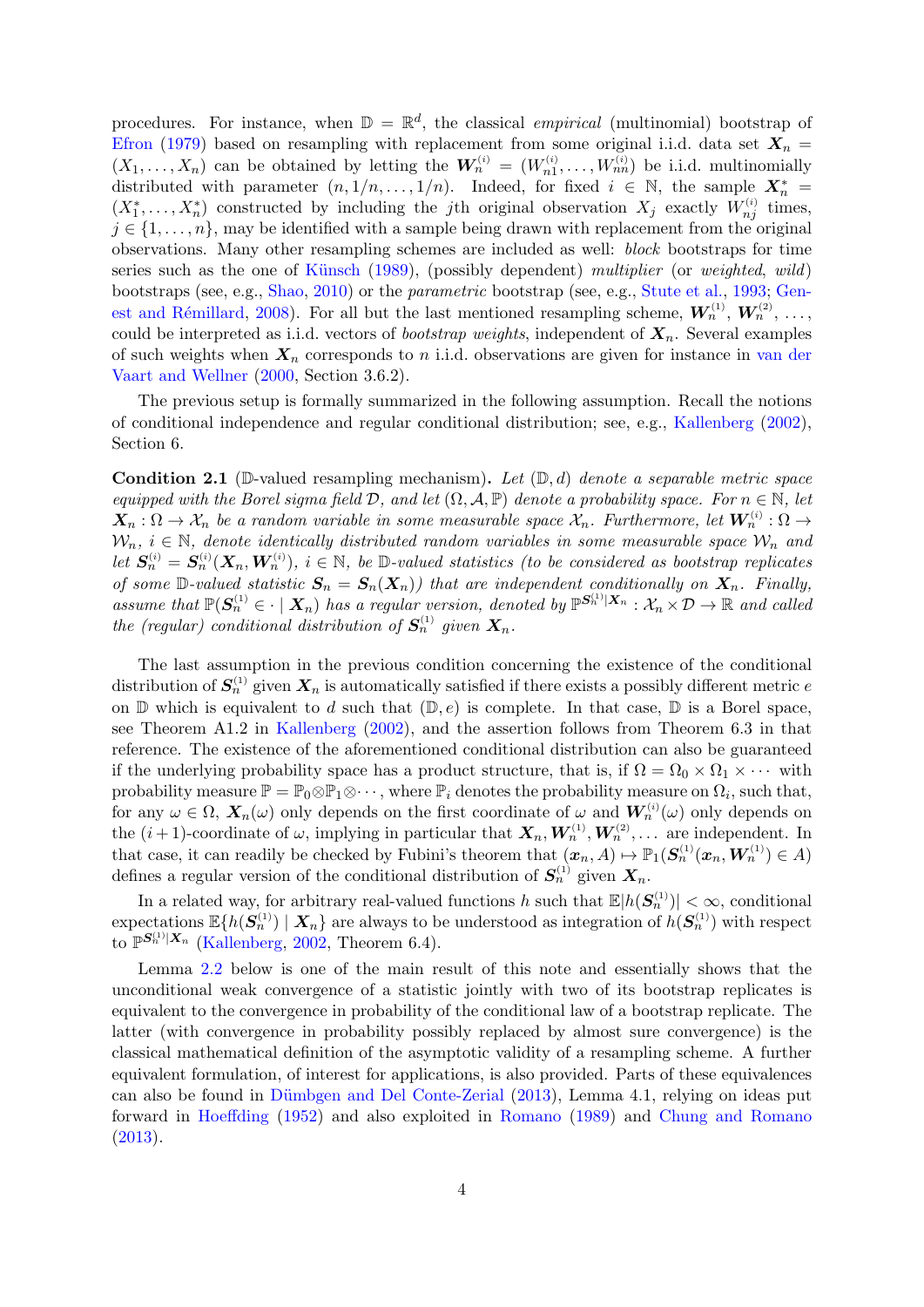procedures. For instance, when $\mathbb{D} = \mathbb{R}^d$, the classical *empirical* (multinomial) bootstrap of Efron (1979) based on resampling with replacement from some original i.i.d. data set $\boldsymbol{X}_n = (X_1, \dots, X_n)$ can be obtained by letting the $\boldsymbol{W}_n^{(i)} = (W_{n1}^{(i)}, \dots, W_{nn}^{(i)})$ be i.i.d. multinomially distributed with parameter $(n, 1/n, \dots, 1/n)$. Indeed, for fixed $i \in \mathbb{N}$, the sample $\boldsymbol{X}_n^* = (X_1^*, \dots, X_n^*)$ constructed by including the $j$th original observation $X_j$ exactly $W_{nj}^{(i)}$ times, $j \in \{1, \dots, n\}$, may be identified with a sample being drawn with replacement from the original observations. Many other resampling schemes are included as well: *block* bootstraps for time series such as the one of Künsch (1989), (possibly dependent) *multiplier* (or *weighted*, *wild*) bootstraps (see, e.g., Shao, 2010) or the *parametric* bootstrap (see, e.g., Stute et al., 1993; Genest and Rémillard, 2008). For all but the last mentioned resampling scheme, $\boldsymbol{W}_n^{(1)}$, $\boldsymbol{W}_n^{(2)}$, ..., could be interpreted as i.i.d. vectors of *bootstrap weights*, independent of $\boldsymbol{X}_n$. Several examples of such weights when $\boldsymbol{X}_n$ corresponds to $n$ i.i.d. observations are given for instance in van der Vaart and Wellner (2000, Section 3.6.2).

The previous setup is formally summarized in the following assumption. Recall the notions of conditional independence and regular conditional distribution; see, e.g., Kallenberg (2002), Section 6.

**Condition 2.1** ($\mathbb{D}$-valued resampling mechanism)**.** *Let $(\mathbb{D}, d)$ denote a separable metric space equipped with the Borel sigma field $\mathcal{D}$, and let $(\Omega, \mathcal{A}, \mathbb{P})$ denote a probability space. For $n \in \mathbb{N}$, let $\boldsymbol{X}_n : \Omega \to \mathcal{X}_n$ be a random variable in some measurable space $\mathcal{X}_n$. Furthermore, let $\boldsymbol{W}_n^{(i)} : \Omega \to \mathcal{W}_n$, $i \in \mathbb{N}$, denote identically distributed random variables in some measurable space $\mathcal{W}_n$ and let $\boldsymbol{S}_n^{(i)} = \boldsymbol{S}_n^{(i)}(\boldsymbol{X}_n, \boldsymbol{W}_n^{(i)})$, $i \in \mathbb{N}$, be $\mathbb{D}$-valued statistics (to be considered as bootstrap replicates of some $\mathbb{D}$-valued statistic $\boldsymbol{S}_n = \boldsymbol{S}_n(\boldsymbol{X}_n)$) that are independent conditionally on $\boldsymbol{X}_n$. Finally, assume that $\mathbb{P}(\boldsymbol{S}_n^{(1)} \in \cdot \mid \boldsymbol{X}_n)$ has a regular version, denoted by $\mathbb{P}^{\boldsymbol{S}_n^{(1)}|\boldsymbol{X}_n} : \mathcal{X}_n \times \mathcal{D} \to \mathbb{R}$ and called the (regular) conditional distribution of $\boldsymbol{S}_n^{(1)}$ given $\boldsymbol{X}_n$.*

The last assumption in the previous condition concerning the existence of the conditional distribution of $\boldsymbol{S}_n^{(1)}$ given $\boldsymbol{X}_n$ is automatically satisfied if there exists a possibly different metric $e$ on $\mathbb{D}$ which is equivalent to $d$ such that $(\mathbb{D}, e)$ is complete. In that case, $\mathbb{D}$ is a Borel space, see Theorem A1.2 in Kallenberg (2002), and the assertion follows from Theorem 6.3 in that reference. The existence of the aforementioned conditional distribution can also be guaranteed if the underlying probability space has a product structure, that is, if $\Omega = \Omega_0 \times \Omega_1 \times \cdots$ with probability measure $\mathbb{P} = \mathbb{P}_0 \otimes \mathbb{P}_1 \otimes \cdots$, where $\mathbb{P}_i$ denotes the probability measure on $\Omega_i$, such that, for any $\omega \in \Omega$, $\boldsymbol{X}_n(\omega)$ only depends on the first coordinate of $\omega$ and $\boldsymbol{W}_n^{(i)}(\omega)$ only depends on the $(i+1)$-coordinate of $\omega$, implying in particular that $\boldsymbol{X}_n, \boldsymbol{W}_n^{(1)}, \boldsymbol{W}_n^{(2)}, \dots$ are independent. In that case, it can readily be checked by Fubini's theorem that $(\boldsymbol{x}_n, A) \mapsto \mathbb{P}_1(\boldsymbol{S}_n^{(1)}(\boldsymbol{x}_n, \boldsymbol{W}_n^{(1)}) \in A)$ defines a regular version of the conditional distribution of $\boldsymbol{S}_n^{(1)}$ given $\boldsymbol{X}_n$.

In a related way, for arbitrary real-valued functions $h$ such that $\mathbb{E}|h(\boldsymbol{S}_n^{(1)})| < \infty$, conditional expectations $\mathbb{E}\{h(\boldsymbol{S}_n^{(1)}) \mid \boldsymbol{X}_n\}$ are always to be understood as integration of $h(\boldsymbol{S}_n^{(1)})$ with respect to $\mathbb{P}^{\boldsymbol{S}_n^{(1)}|\boldsymbol{X}_n}$ (Kallenberg, 2002, Theorem 6.4).

Lemma 2.2 below is one of the main result of this note and essentially shows that the unconditional weak convergence of a statistic jointly with two of its bootstrap replicates is equivalent to the convergence in probability of the conditional law of a bootstrap replicate. The latter (with convergence in probability possibly replaced by almost sure convergence) is the classical mathematical definition of the asymptotic validity of a resampling scheme. A further equivalent formulation, of interest for applications, is also provided. Parts of these equivalences can also be found in Dümbgen and Del Conte-Zerial (2013), Lemma 4.1, relying on ideas put forward in Hoeffding (1952) and also exploited in Romano (1989) and Chung and Romano (2013).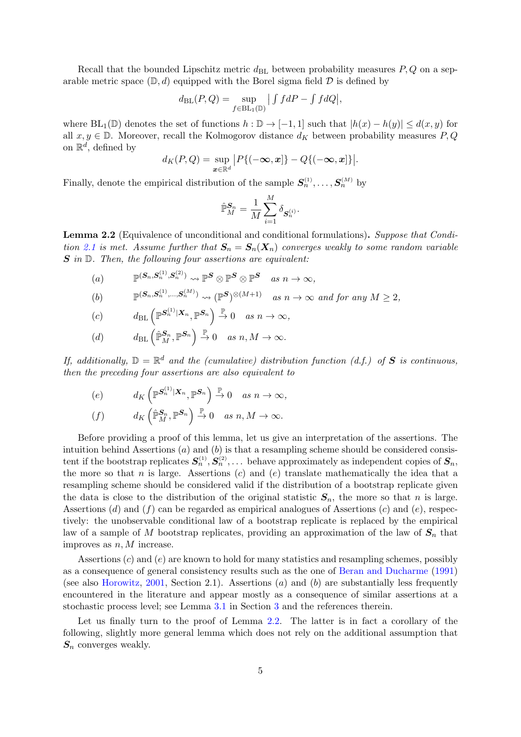Recall that the bounded Lipschitz metric $d_{\mathrm{BL}}$ between probability measures $P, Q$ on a separable metric space $(\mathbb{D}, d)$ equipped with the Borel sigma field $\mathcal{D}$ is defined by

$$d_{\mathrm{BL}}(P, Q) = \sup_{f \in \mathrm{BL}_1(\mathbb{D})} \left| \int f dP - \int f dQ \right|,$$

where $\mathrm{BL}_1(\mathbb{D})$ denotes the set of functions $h : \mathbb{D} \to [-1, 1]$ such that $|h(x) - h(y)| \leq d(x, y)$ for all $x, y \in \mathbb{D}$. Moreover, recall the Kolmogorov distance $d_K$ between probability measures $P, Q$ on $\mathbb{R}^d$, defined by

$$d_K(P, Q) = \sup_{\boldsymbol{x} \in \mathbb{R}^d} \left| P\{(-\boldsymbol{\infty}, \boldsymbol{x}]\} - Q\{(-\boldsymbol{\infty}, \boldsymbol{x}]\} \right|.$$

Finally, denote the empirical distribution of the sample $\boldsymbol{S}_n^{(1)}, \dots, \boldsymbol{S}_n^{(M)}$ by

$$\hat{\mathbb{P}}_M^{\boldsymbol{S}_n} = \frac{1}{M} \sum_{i=1}^{M} \delta_{\boldsymbol{S}_n^{(i)}}.$$

**Lemma 2.2** (Equivalence of unconditional and conditional formulations)**.** *Suppose that Condition 2.1 is met. Assume further that $\boldsymbol{S}_n = \boldsymbol{S}_n(\boldsymbol{X}_n)$ converges weakly to some random variable $\boldsymbol{S}$ in $\mathbb{D}$. Then, the following four assertions are equivalent:*

$$(a) \qquad \mathbb{P}^{(\boldsymbol{S}_n, \boldsymbol{S}_n^{(1)}, \boldsymbol{S}_n^{(2)})} \rightsquigarrow \mathbb{P}^{\boldsymbol{S}} \otimes \mathbb{P}^{\boldsymbol{S}} \otimes \mathbb{P}^{\boldsymbol{S}} \quad \text{as } n \to \infty,$$

$$(b) \qquad \mathbb{P}^{(\boldsymbol{S}_n, \boldsymbol{S}_n^{(1)}, \dots, \boldsymbol{S}_n^{(M)})} \rightsquigarrow (\mathbb{P}^{\boldsymbol{S}})^{\otimes (M+1)} \quad \text{as } n \to \infty \text{ and for any } M \geq 2,$$

$$(c) \qquad d_{\mathrm{BL}}\left(\mathbb{P}^{\boldsymbol{S}_n^{(1)} | \boldsymbol{X}_n}, \mathbb{P}^{\boldsymbol{S}_n}\right) \xrightarrow{\mathbb{P}} 0 \quad \text{as } n \to \infty,$$

$$(d) \qquad d_{\mathrm{BL}}\left(\hat{\mathbb{P}}_M^{\boldsymbol{S}_n}, \mathbb{P}^{\boldsymbol{S}_n}\right) \xrightarrow{\mathbb{P}} 0 \quad \text{as } n, M \to \infty.$$

*If, additionally, $\mathbb{D} = \mathbb{R}^d$ and the (cumulative) distribution function (d.f.) of $\boldsymbol{S}$ is continuous, then the preceding four assertions are also equivalent to*

$$(e) \qquad d_K\left(\mathbb{P}^{\boldsymbol{S}_n^{(1)} | \boldsymbol{X}_n}, \mathbb{P}^{\boldsymbol{S}_n}\right) \xrightarrow{\mathbb{P}} 0 \quad \text{as } n \to \infty,$$

$$(f) \qquad d_K\left(\hat{\mathbb{P}}_M^{\boldsymbol{S}_n}, \mathbb{P}^{\boldsymbol{S}_n}\right) \xrightarrow{\mathbb{P}} 0 \quad \text{as } n, M \to \infty.$$

Before providing a proof of this lemma, let us give an interpretation of the assertions. The intuition behind Assertions $(a)$ and $(b)$ is that a resampling scheme should be considered consistent if the bootstrap replicates $\boldsymbol{S}_n^{(1)}, \boldsymbol{S}_n^{(2)}, \dots$ behave approximately as independent copies of $\boldsymbol{S}_n$, the more so that $n$ is large. Assertions $(c)$ and $(e)$ translate mathematically the idea that a resampling scheme should be considered valid if the distribution of a bootstrap replicate given the data is close to the distribution of the original statistic $\boldsymbol{S}_n$, the more so that $n$ is large. Assertions $(d)$ and $(f)$ can be regarded as empirical analogues of Assertions $(c)$ and $(e)$, respectively: the unobservable conditional law of a bootstrap replicate is replaced by the empirical law of a sample of $M$ bootstrap replicates, providing an approximation of the law of $\boldsymbol{S}_n$ that improves as $n, M$ increase.

Assertions $(c)$ and $(e)$ are known to hold for many statistics and resampling schemes, possibly as a consequence of general consistency results such as the one of Beran and Ducharme (1991) (see also Horowitz, 2001, Section 2.1). Assertions $(a)$ and $(b)$ are substantially less frequently encountered in the literature and appear mostly as a consequence of similar assertions at a stochastic process level; see Lemma 3.1 in Section 3 and the references therein.

Let us finally turn to the proof of Lemma 2.2. The latter is in fact a corollary of the following, slightly more general lemma which does not rely on the additional assumption that $\boldsymbol{S}_n$ converges weakly.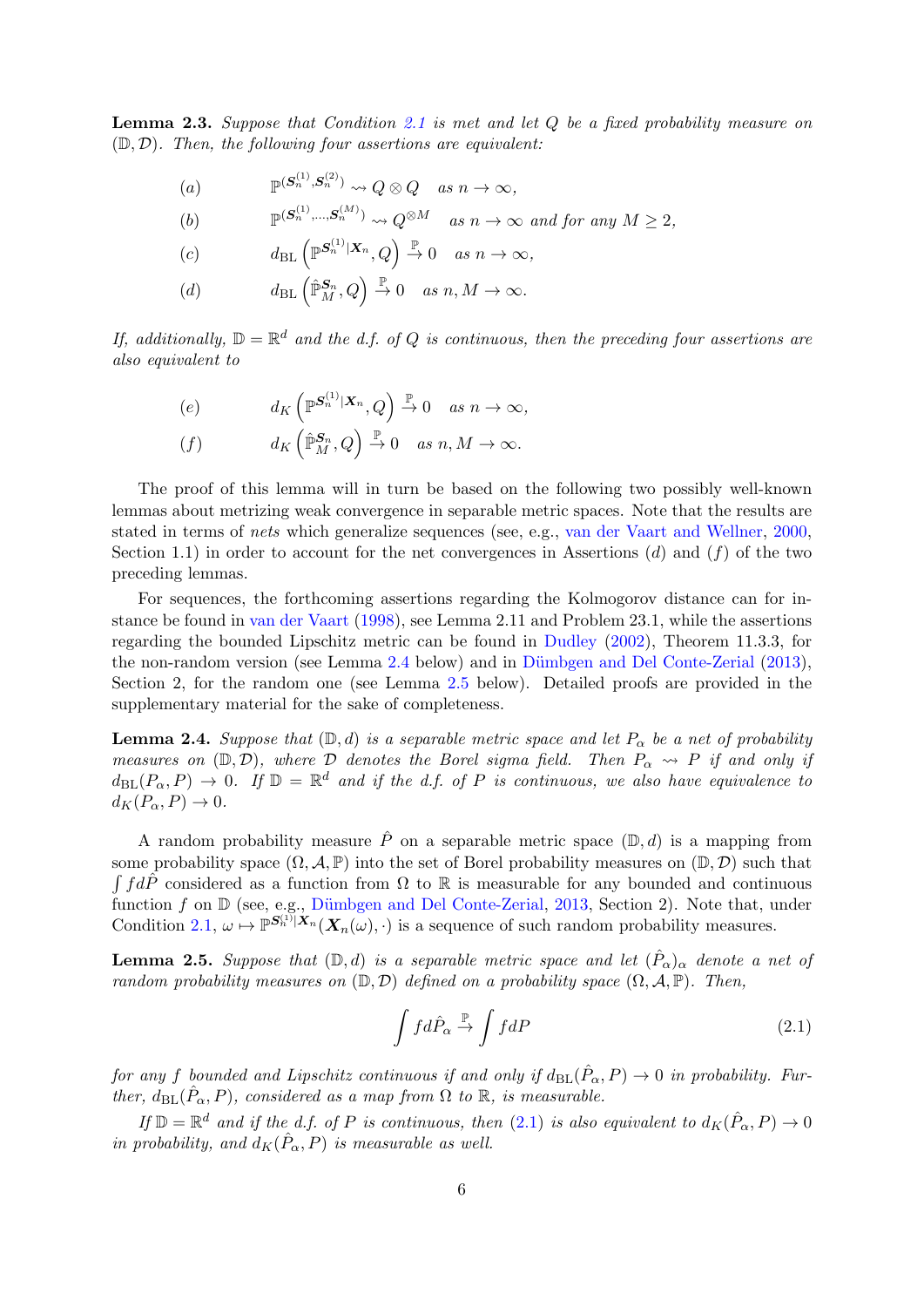**Lemma 2.3.** *Suppose that Condition 2.1 is met and let $Q$ be a fixed probability measure on $(\mathbb{D}, \mathcal{D})$. Then, the following four assertions are equivalent:*

$$(a) \qquad \mathbb{P}^{(\boldsymbol{S}_n^{(1)}, \boldsymbol{S}_n^{(2)})} \rightsquigarrow Q \otimes Q \quad \text{as } n \to \infty,$$

$$(b) \qquad \mathbb{P}^{(\boldsymbol{S}_n^{(1)}, \dots, \boldsymbol{S}_n^{(M)})} \rightsquigarrow Q^{\otimes M} \quad \text{as } n \to \infty \text{ and for any } M \geq 2,$$

$$(c) \qquad d_{\mathrm{BL}}\left(\mathbb{P}^{\boldsymbol{S}_n^{(1)} | \boldsymbol{X}_n}, Q\right) \xrightarrow{\mathbb{P}} 0 \quad \text{as } n \to \infty,$$

$$(d) \qquad d_{\mathrm{BL}}\left(\hat{\mathbb{P}}_M^{\boldsymbol{S}_n}, Q\right) \xrightarrow{\mathbb{P}} 0 \quad \text{as } n, M \to \infty.$$

*If, additionally, $\mathbb{D} = \mathbb{R}^d$ and the d.f. of $Q$ is continuous, then the preceding four assertions are also equivalent to*

$$(e) \qquad d_K\left(\mathbb{P}^{\boldsymbol{S}_n^{(1)} | \boldsymbol{X}_n}, Q\right) \xrightarrow{\mathbb{P}} 0 \quad \text{as } n \to \infty,$$

$$(f) \qquad d_K\left(\hat{\mathbb{P}}_M^{\boldsymbol{S}_n}, Q\right) \xrightarrow{\mathbb{P}} 0 \quad \text{as } n, M \to \infty.$$

The proof of this lemma will in turn be based on the following two possibly well-known lemmas about metrizing weak convergence in separable metric spaces. Note that the results are stated in terms of *nets* which generalize sequences (see, e.g., van der Vaart and Wellner, 2000, Section 1.1) in order to account for the net convergences in Assertions $(d)$ and $(f)$ of the two preceding lemmas.

For sequences, the forthcoming assertions regarding the Kolmogorov distance can for instance be found in van der Vaart (1998), see Lemma 2.11 and Problem 23.1, while the assertions regarding the bounded Lipschitz metric can be found in Dudley (2002), Theorem 11.3.3, for the non-random version (see Lemma 2.4 below) and in Dümbgen and Del Conte-Zerial (2013), Section 2, for the random one (see Lemma 2.5 below). Detailed proofs are provided in the supplementary material for the sake of completeness.

**Lemma 2.4.** *Suppose that $(\mathbb{D}, d)$ is a separable metric space and let $P_\alpha$ be a net of probability measures on $(\mathbb{D}, \mathcal{D})$, where $\mathcal{D}$ denotes the Borel sigma field. Then $P_\alpha \rightsquigarrow P$ if and only if $d_{\mathrm{BL}}(P_\alpha, P) \to 0$. If $\mathbb{D} = \mathbb{R}^d$ and if the d.f. of $P$ is continuous, we also have equivalence to $d_K(P_\alpha, P) \to 0$.*

A random probability measure $\hat{P}$ on a separable metric space $(\mathbb{D}, d)$ is a mapping from some probability space $(\Omega, \mathcal{A}, \mathbb{P})$ into the set of Borel probability measures on $(\mathbb{D}, \mathcal{D})$ such that $\int f d\hat{P}$ considered as a function from $\Omega$ to $\mathbb{R}$ is measurable for any bounded and continuous function $f$ on $\mathbb{D}$ (see, e.g., Dümbgen and Del Conte-Zerial, 2013, Section 2). Note that, under Condition 2.1, $\omega \mapsto \mathbb{P}^{\boldsymbol{S}_n^{(1)} | \boldsymbol{X}_n}(\boldsymbol{X}_n(\omega), \cdot)$ is a sequence of such random probability measures.

**Lemma 2.5.** *Suppose that $(\mathbb{D}, d)$ is a separable metric space and let $(\hat{P}_\alpha)_\alpha$ denote a net of random probability measures on $(\mathbb{D}, \mathcal{D})$ defined on a probability space $(\Omega, \mathcal{A}, \mathbb{P})$. Then,*

$$\int f d\hat{P}_\alpha \xrightarrow{\mathbb{P}} \int f dP \tag{2.1}$$

*for any $f$ bounded and Lipschitz continuous if and only if $d_{\mathrm{BL}}(\hat{P}_\alpha, P) \to 0$ in probability. Further, $d_{\mathrm{BL}}(\hat{P}_\alpha, P)$, considered as a map from $\Omega$ to $\mathbb{R}$, is measurable.*

*If $\mathbb{D} = \mathbb{R}^d$ and if the d.f. of $P$ is continuous, then (2.1) is also equivalent to $d_K(\hat{P}_\alpha, P) \to 0$ in probability, and $d_K(\hat{P}_\alpha, P)$ is measurable as well.*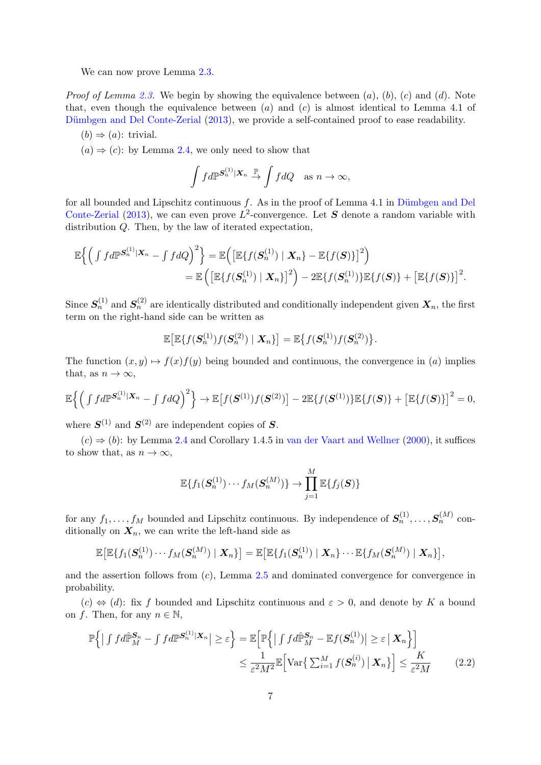We can now prove Lemma 2.3.

*Proof of Lemma 2.3.* We begin by showing the equivalence between $(a)$, $(b)$, $(c)$ and $(d)$. Note that, even though the equivalence between $(a)$ and $(c)$ is almost identical to Lemma 4.1 of Dümbgen and Del Conte-Zerial (2013), we provide a self-contained proof to ease readability.

$(b) \Rightarrow (a)$: trivial.

$(a) \Rightarrow (c)$: by Lemma 2.4, we only need to show that

$$\int f d\mathbb{P}^{\boldsymbol{S}_n^{(1)} | \boldsymbol{X}_n} \xrightarrow{\mathbb{P}} \int f dQ \quad \text{as } n \to \infty,$$

for all bounded and Lipschitz continuous $f$. As in the proof of Lemma 4.1 in Dümbgen and Del Conte-Zerial (2013), we can even prove $L^2$-convergence. Let $\boldsymbol{S}$ denote a random variable with distribution $Q$. Then, by the law of iterated expectation,

$$\begin{aligned}
\mathbb{E}\Big\{ \Big( \int f d\mathbb{P}^{\boldsymbol{S}_n^{(1)} | \boldsymbol{X}_n} - \int f dQ \Big)^2 \Big\} &= \mathbb{E}\Big( \big[ \mathbb{E}\{ f(\boldsymbol{S}_n^{(1)}) \mid \boldsymbol{X}_n \} - \mathbb{E}\{ f(\boldsymbol{S}) \} \big]^2 \Big) \\
&= \mathbb{E}\left( \big[ \mathbb{E}\{ f(\boldsymbol{S}_n^{(1)}) \mid \boldsymbol{X}_n \} \big]^2 \right) - 2\mathbb{E}\{ f(\boldsymbol{S}_n^{(1)}) \} \mathbb{E}\{ f(\boldsymbol{S}) \} + \big[ \mathbb{E}\{ f(\boldsymbol{S}) \} \big]^2.
\end{aligned}$$

Since $\boldsymbol{S}_n^{(1)}$ and $\boldsymbol{S}_n^{(2)}$ are identically distributed and conditionally independent given $\boldsymbol{X}_n$, the first term on the right-hand side can be written as

$$\mathbb{E}\big[ \mathbb{E}\{ f(\boldsymbol{S}_n^{(1)}) f(\boldsymbol{S}_n^{(2)}) \mid \boldsymbol{X}_n \} \big] = \mathbb{E}\big\{ f(\boldsymbol{S}_n^{(1)}) f(\boldsymbol{S}_n^{(2)}) \big\}.$$

The function $(x, y) \mapsto f(x) f(y)$ being bounded and continuous, the convergence in $(a)$ implies that, as $n \to \infty$,

$$\mathbb{E}\Big\{ \Big( \int f d\mathbb{P}^{\boldsymbol{S}_n^{(1)} | \boldsymbol{X}_n} - \int f dQ \Big)^2 \Big\} \to \mathbb{E}\big[ f(\boldsymbol{S}^{(1)}) f(\boldsymbol{S}^{(2)}) \big] - 2\mathbb{E}\{ f(\boldsymbol{S}^{(1)}) \} \mathbb{E}\{ f(\boldsymbol{S}) \} + \big[ \mathbb{E}\{ f(\boldsymbol{S}) \} \big]^2 = 0,$$

where $\boldsymbol{S}^{(1)}$ and $\boldsymbol{S}^{(2)}$ are independent copies of $\boldsymbol{S}$.

$(c) \Rightarrow (b)$: by Lemma 2.4 and Corollary 1.4.5 in van der Vaart and Wellner (2000), it suffices to show that, as $n \to \infty$,

$$\mathbb{E}\{ f_1(\boldsymbol{S}_n^{(1)}) \cdots f_M(\boldsymbol{S}_n^{(M)}) \} \to \prod_{j=1}^{M} \mathbb{E}\{ f_j(\boldsymbol{S}) \}$$

for any $f_1, \dots, f_M$ bounded and Lipschitz continuous. By independence of $\boldsymbol{S}_n^{(1)}, \dots, \boldsymbol{S}_n^{(M)}$ conditionally on $\boldsymbol{X}_n$, we can write the left-hand side as

$$\mathbb{E}\big[ \mathbb{E}\{ f_1(\boldsymbol{S}_n^{(1)}) \cdots f_M(\boldsymbol{S}_n^{(M)}) \mid \boldsymbol{X}_n \} \big] = \mathbb{E}\big[ \mathbb{E}\{ f_1(\boldsymbol{S}_n^{(1)}) \mid \boldsymbol{X}_n \} \cdots \mathbb{E}\{ f_M(\boldsymbol{S}_n^{(M)}) \mid \boldsymbol{X}_n \} \big],$$

and the assertion follows from $(c)$, Lemma 2.5 and dominated convergence for convergence in probability.

$(c) \Leftrightarrow (d)$: fix $f$ bounded and Lipschitz continuous and $\varepsilon > 0$, and denote by $K$ a bound on $f$. Then, for any $n \in \mathbb{N}$,

$$\begin{aligned}
\mathbb{P}\Big\{ \big| \int f d\hat{\mathbb{P}}_M^{\boldsymbol{S}_n} - \int f d\mathbb{P}^{\boldsymbol{S}_n^{(1)} | \boldsymbol{X}_n} \big| \geq \varepsilon \Big\} &= \mathbb{E}\Big[ \mathbb{P}\Big\{ \big| \int f d\hat{\mathbb{P}}_M^{\boldsymbol{S}_n} - \mathbb{E} f(\boldsymbol{S}_n^{(1)}) \big| \geq \varepsilon \,\Big|\, \boldsymbol{X}_n \Big\} \Big] \\
&\leq \frac{1}{\varepsilon^2 M^2} \mathbb{E}\Big[ \mathrm{Var}\big\{ \textstyle\sum_{i=1}^{M} f(\boldsymbol{S}_n^{(i)}) \,\big|\, \boldsymbol{X}_n \big\} \Big] \leq \frac{K}{\varepsilon^2 M} \qquad (2.2)
\end{aligned}$$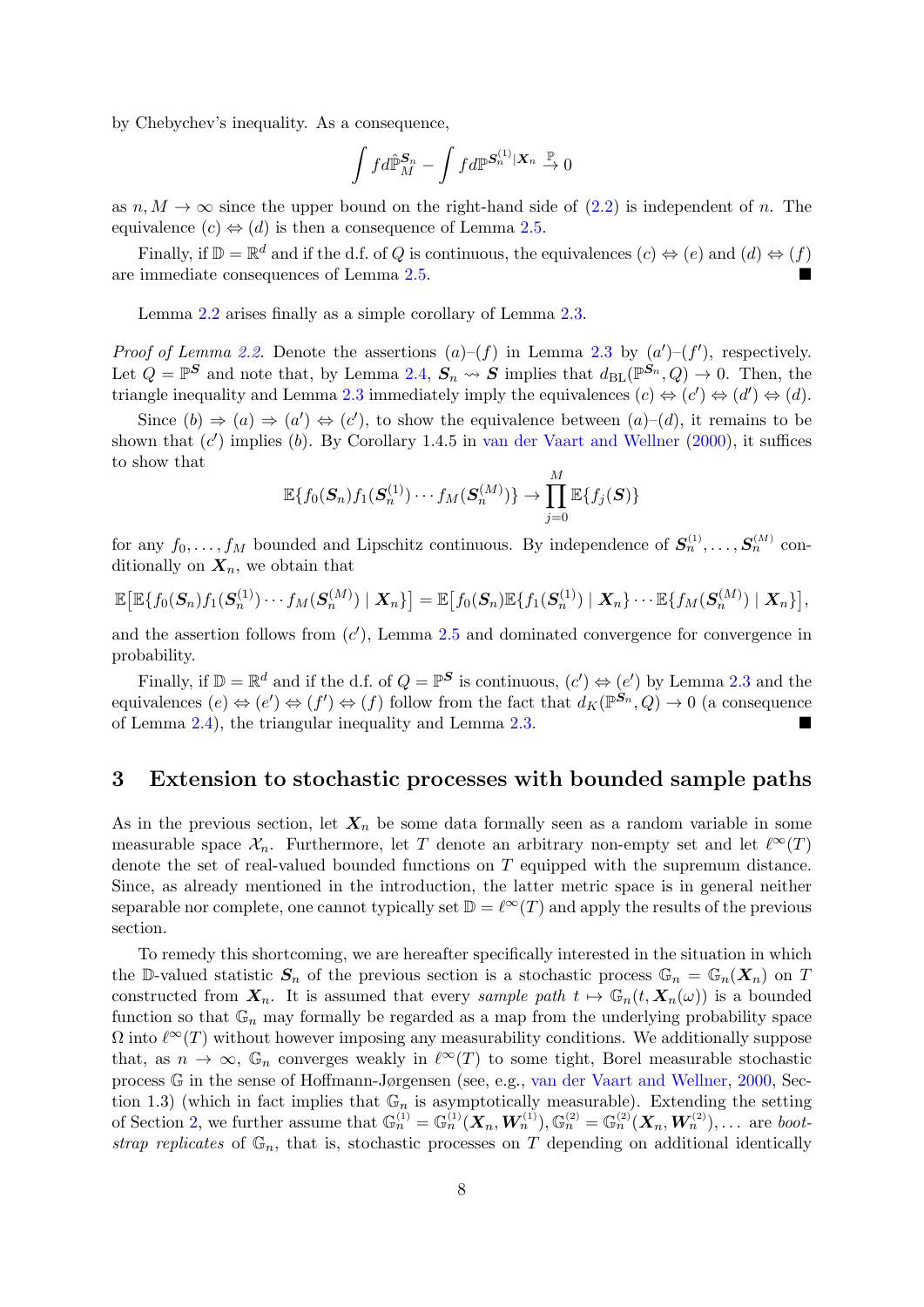by Chebychev's inequality. As a consequence,

$$\int f d\hat{\mathbb{P}}^{\boldsymbol{S}_n}_M - \int f d\mathbb{P}^{\boldsymbol{S}_n^{(1)}|\boldsymbol{X}_n} \overset{\mathbb{P}}{\to} 0$$

as $n, M \to \infty$ since the upper bound on the right-hand side of (2.2) is independent of $n$. The equivalence $(c) \Leftrightarrow (d)$ is then a consequence of Lemma 2.5.

Finally, if $\mathbb{D} = \mathbb{R}^d$ and if the d.f. of $Q$ is continuous, the equivalences $(c) \Leftrightarrow (e)$ and $(d) \Leftrightarrow (f)$ are immediate consequences of Lemma 2.5. ■

Lemma 2.2 arises finally as a simple corollary of Lemma 2.3.

*Proof of Lemma 2.2.* Denote the assertions $(a)$–$(f)$ in Lemma 2.3 by $(a')$–$(f')$, respectively. Let $Q = \mathbb{P}^{\boldsymbol{S}}$ and note that, by Lemma 2.4, $\boldsymbol{S}_n \rightsquigarrow \boldsymbol{S}$ implies that $d_{\mathrm{BL}}(\mathbb{P}^{\boldsymbol{S}_n}, Q) \to 0$. Then, the triangle inequality and Lemma 2.3 immediately imply the equivalences $(c) \Leftrightarrow (c') \Leftrightarrow (d') \Leftrightarrow (d)$.

Since $(b) \Rightarrow (a) \Rightarrow (a') \Leftrightarrow (c')$, to show the equivalence between $(a)$–$(d)$, it remains to be shown that $(c')$ implies $(b)$. By Corollary 1.4.5 in van der Vaart and Wellner (2000), it suffices to show that

$$\mathbb{E}\{f_0(\boldsymbol{S}_n) f_1(\boldsymbol{S}_n^{(1)}) \cdots f_M(\boldsymbol{S}_n^{(M)})\} \to \prod_{j=0}^{M} \mathbb{E}\{f_j(\boldsymbol{S})\}$$

for any $f_0, \dots, f_M$ bounded and Lipschitz continuous. By independence of $\boldsymbol{S}_n^{(1)}, \dots, \boldsymbol{S}_n^{(M)}$ conditionally on $\boldsymbol{X}_n$, we obtain that

$$\mathbb{E}\big[\mathbb{E}\{f_0(\boldsymbol{S}_n) f_1(\boldsymbol{S}_n^{(1)}) \cdots f_M(\boldsymbol{S}_n^{(M)}) \mid \boldsymbol{X}_n\}\big] = \mathbb{E}\big[f_0(\boldsymbol{S}_n) \mathbb{E}\{f_1(\boldsymbol{S}_n^{(1)}) \mid \boldsymbol{X}_n\} \cdots \mathbb{E}\{f_M(\boldsymbol{S}_n^{(M)}) \mid \boldsymbol{X}_n\}\big],$$

and the assertion follows from $(c')$, Lemma 2.5 and dominated convergence for convergence in probability.

Finally, if $\mathbb{D} = \mathbb{R}^d$ and if the d.f. of $Q = \mathbb{P}^{\boldsymbol{S}}$ is continuous, $(c') \Leftrightarrow (e')$ by Lemma 2.3 and the equivalences $(e) \Leftrightarrow (e') \Leftrightarrow (f') \Leftrightarrow (f)$ follow from the fact that $d_K(\mathbb{P}^{\boldsymbol{S}_n}, Q) \to 0$ (a consequence of Lemma 2.4), the triangular inequality and Lemma 2.3. ■

## 3 Extension to stochastic processes with bounded sample paths

As in the previous section, let $\boldsymbol{X}_n$ be some data formally seen as a random variable in some measurable space $\mathcal{X}_n$. Furthermore, let $T$ denote an arbitrary non-empty set and let $\ell^\infty(T)$ denote the set of real-valued bounded functions on $T$ equipped with the supremum distance. Since, as already mentioned in the introduction, the latter metric space is in general neither separable nor complete, one cannot typically set $\mathbb{D} = \ell^\infty(T)$ and apply the results of the previous section.

To remedy this shortcoming, we are hereafter specifically interested in the situation in which the $\mathbb{D}$-valued statistic $\boldsymbol{S}_n$ of the previous section is a stochastic process $\mathbb{G}_n = \mathbb{G}_n(\boldsymbol{X}_n)$ on $T$ constructed from $\boldsymbol{X}_n$. It is assumed that every *sample path* $t \mapsto \mathbb{G}_n(t, \boldsymbol{X}_n(\omega))$ is a bounded function so that $\mathbb{G}_n$ may formally be regarded as a map from the underlying probability space $\Omega$ into $\ell^\infty(T)$ without however imposing any measurability conditions. We additionally suppose that, as $n \to \infty$, $\mathbb{G}_n$ converges weakly in $\ell^\infty(T)$ to some tight, Borel measurable stochastic process $\mathbb{G}$ in the sense of Hoffmann-Jørgensen (see, e.g., van der Vaart and Wellner, 2000, Section 1.3) (which in fact implies that $\mathbb{G}_n$ is asymptotically measurable). Extending the setting of Section 2, we further assume that $\mathbb{G}_n^{(1)} = \mathbb{G}_n^{(1)}(\boldsymbol{X}_n, \boldsymbol{W}_n^{(1)}), \mathbb{G}_n^{(2)} = \mathbb{G}_n^{(2)}(\boldsymbol{X}_n, \boldsymbol{W}_n^{(2)}), \dots$ are *bootstrap replicates* of $\mathbb{G}_n$, that is, stochastic processes on $T$ depending on additional identically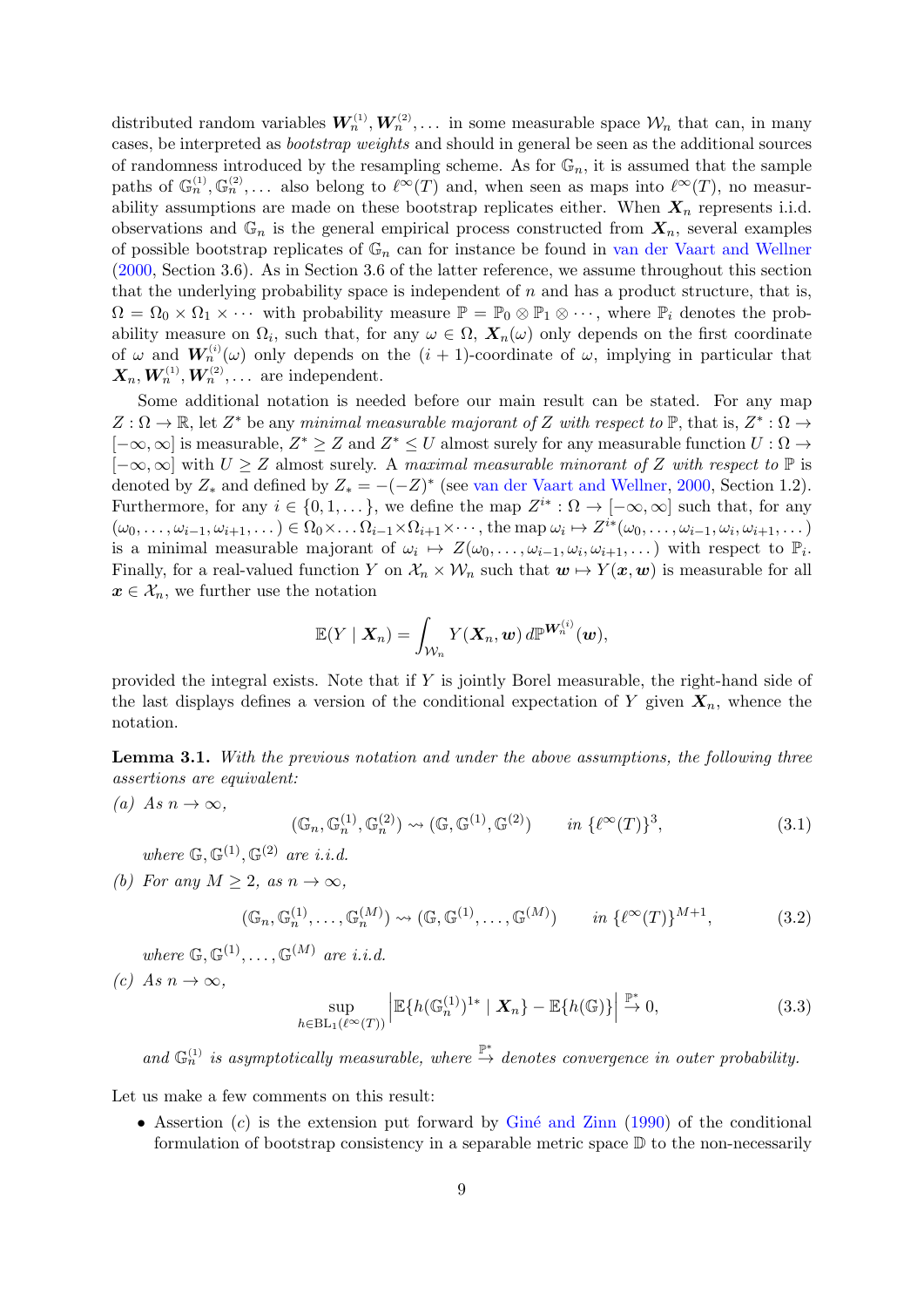distributed random variables $\boldsymbol{W}_n^{(1)}, \boldsymbol{W}_n^{(2)}, \dots$ in some measurable space $\mathcal{W}_n$ that can, in many cases, be interpreted as *bootstrap weights* and should in general be seen as the additional sources of randomness introduced by the resampling scheme. As for $\mathbb{G}_n$, it is assumed that the sample paths of $\mathbb{G}_n^{(1)}, \mathbb{G}_n^{(2)}, \dots$ also belong to $\ell^\infty(T)$ and, when seen as maps into $\ell^\infty(T)$, no measurability assumptions are made on these bootstrap replicates either. When $\boldsymbol{X}_n$ represents i.i.d. observations and $\mathbb{G}_n$ is the general empirical process constructed from $\boldsymbol{X}_n$, several examples of possible bootstrap replicates of $\mathbb{G}_n$ can for instance be found in van der Vaart and Wellner (2000, Section 3.6). As in Section 3.6 of the latter reference, we assume throughout this section that the underlying probability space is independent of $n$ and has a product structure, that is, $\Omega = \Omega_0 \times \Omega_1 \times \cdots$ with probability measure $\mathbb{P} = \mathbb{P}_0 \otimes \mathbb{P}_1 \otimes \cdots$, where $\mathbb{P}_i$ denotes the probability measure on $\Omega_i$, such that, for any $\omega \in \Omega$, $\boldsymbol{X}_n(\omega)$ only depends on the first coordinate of $\omega$ and $\boldsymbol{W}_n^{(i)}(\omega)$ only depends on the $(i+1)$-coordinate of $\omega$, implying in particular that $\boldsymbol{X}_n, \boldsymbol{W}_n^{(1)}, \boldsymbol{W}_n^{(2)}, \dots$ are independent.

Some additional notation is needed before our main result can be stated. For any map $Z : \Omega \to \mathbb{R}$, let $Z^*$ be any *minimal measurable majorant of $Z$ with respect to* $\mathbb{P}$, that is, $Z^* : \Omega \to [-\infty, \infty]$ is measurable, $Z^* \geq Z$ and $Z^* \leq U$ almost surely for any measurable function $U : \Omega \to [-\infty, \infty]$ with $U \geq Z$ almost surely. A *maximal measurable minorant of $Z$ with respect to* $\mathbb{P}$ is denoted by $Z_*$ and defined by $Z_* = -(-Z)^*$ (see van der Vaart and Wellner, 2000, Section 1.2). Furthermore, for any $i \in \{0, 1, \dots\}$, we define the map $Z^{i*} : \Omega \to [-\infty, \infty]$ such that, for any $(\omega_0, \dots, \omega_{i-1}, \omega_{i+1}, \dots) \in \Omega_0 \times \dots \Omega_{i-1} \times \Omega_{i+1} \times \cdots$, the map $\omega_i \mapsto Z^{i*}(\omega_0, \dots, \omega_{i-1}, \omega_i, \omega_{i+1}, \dots)$ is a minimal measurable majorant of $\omega_i \mapsto Z(\omega_0, \dots, \omega_{i-1}, \omega_i, \omega_{i+1}, \dots)$ with respect to $\mathbb{P}_i$. Finally, for a real-valued function $Y$ on $\mathcal{X}_n \times \mathcal{W}_n$ such that $\boldsymbol{w} \mapsto Y(\boldsymbol{x}, \boldsymbol{w})$ is measurable for all $\boldsymbol{x} \in \mathcal{X}_n$, we further use the notation

$$\mathbb{E}(Y \mid \boldsymbol{X}_n) = \int_{\mathcal{W}_n} Y(\boldsymbol{X}_n, \boldsymbol{w}) \, d\mathbb{P}^{\boldsymbol{W}_n^{(i)}}(\boldsymbol{w}),$$

provided the integral exists. Note that if $Y$ is jointly Borel measurable, the right-hand side of the last displays defines a version of the conditional expectation of $Y$ given $\boldsymbol{X}_n$, whence the notation.

**Lemma 3.1.** *With the previous notation and under the above assumptions, the following three assertions are equivalent:*

*(a) As $n \to \infty$,*

$$(\mathbb{G}_n, \mathbb{G}_n^{(1)}, \mathbb{G}_n^{(2)}) \leadsto (\mathbb{G}, \mathbb{G}^{(1)}, \mathbb{G}^{(2)}) \qquad \text{in } \{\ell^\infty(T)\}^3, \tag{3.1}$$

*where $\mathbb{G}, \mathbb{G}^{(1)}, \mathbb{G}^{(2)}$ are i.i.d.*

*(b) For any $M \geq 2$, as $n \to \infty$,*

$$(\mathbb{G}_n, \mathbb{G}_n^{(1)}, \dots, \mathbb{G}_n^{(M)}) \leadsto (\mathbb{G}, \mathbb{G}^{(1)}, \dots, \mathbb{G}^{(M)}) \qquad \text{in } \{\ell^\infty(T)\}^{M+1}, \tag{3.2}$$

*where $\mathbb{G}, \mathbb{G}^{(1)}, \dots, \mathbb{G}^{(M)}$ are i.i.d.*

*(c) As $n \to \infty$,*

$$\sup_{h \in \mathrm{BL}_1(\ell^\infty(T))} \left| \mathbb{E}\{h(\mathbb{G}_n^{(1)})^{1*} \mid \boldsymbol{X}_n\} - \mathbb{E}\{h(\mathbb{G})\} \right| \overset{\mathbb{P}^*}{\to} 0, \tag{3.3}$$

*and $\mathbb{G}_n^{(1)}$ is asymptotically measurable, where $\overset{\mathbb{P}^*}{\to}$ denotes convergence in outer probability.*

Let us make a few comments on this result:

- Assertion $(c)$ is the extension put forward by Giné and Zinn (1990) of the conditional formulation of bootstrap consistency in a separable metric space $\mathbb{D}$ to the non-necessarily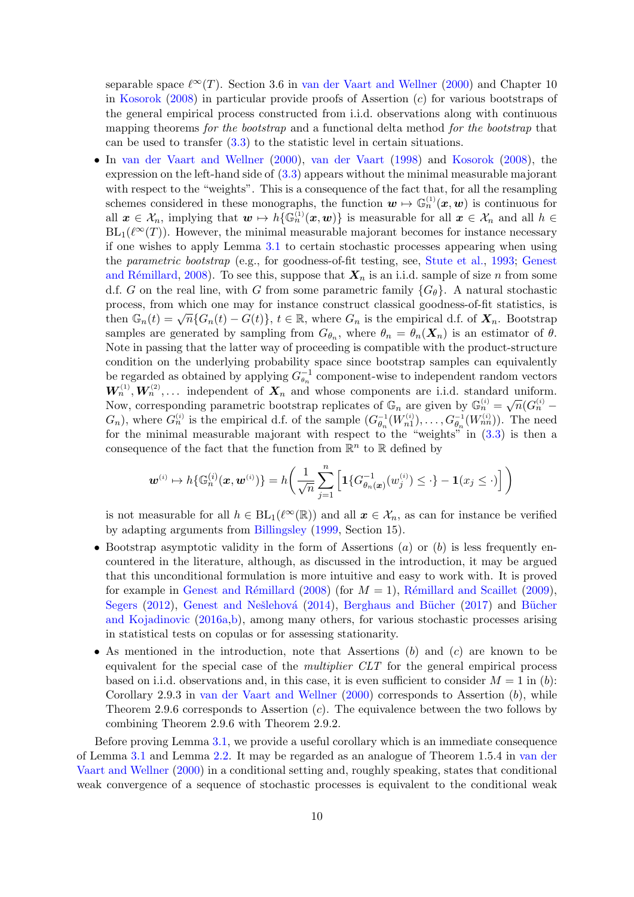separable space $\ell^\infty(T)$. Section 3.6 in van der Vaart and Wellner (2000) and Chapter 10 in Kosorok (2008) in particular provide proofs of Assertion $(c)$ for various bootstraps of the general empirical process constructed from i.i.d. observations along with continuous mapping theorems *for the bootstrap* and a functional delta method *for the bootstrap* that can be used to transfer (3.3) to the statistic level in certain situations.

- In van der Vaart and Wellner (2000), van der Vaart (1998) and Kosorok (2008), the expression on the left-hand side of (3.3) appears without the minimal measurable majorant with respect to the "weights". This is a consequence of the fact that, for all the resampling schemes considered in these monographs, the function $\boldsymbol{w} \mapsto \mathbb{G}_n^{(1)}(\boldsymbol{x}, \boldsymbol{w})$ is continuous for all $\boldsymbol{x} \in \mathcal{X}_n$, implying that $\boldsymbol{w} \mapsto h\{\mathbb{G}_n^{(1)}(\boldsymbol{x}, \boldsymbol{w})\}$ is measurable for all $\boldsymbol{x} \in \mathcal{X}_n$ and all $h \in \mathrm{BL}_1(\ell^\infty(T))$. However, the minimal measurable majorant becomes for instance necessary if one wishes to apply Lemma 3.1 to certain stochastic processes appearing when using the *parametric bootstrap* (e.g., for goodness-of-fit testing, see, Stute et al., 1993; Genest and Rémillard, 2008). To see this, suppose that $\boldsymbol{X}_n$ is an i.i.d. sample of size $n$ from some d.f. $G$ on the real line, with $G$ from some parametric family $\{G_\theta\}$. A natural stochastic process, from which one may for instance construct classical goodness-of-fit statistics, is then $\mathbb{G}_n(t) = \sqrt{n}\{G_n(t) - G(t)\}$, $t \in \mathbb{R}$, where $G_n$ is the empirical d.f. of $\boldsymbol{X}_n$. Bootstrap samples are generated by sampling from $G_{\theta_n}$, where $\theta_n = \theta_n(\boldsymbol{X}_n)$ is an estimator of $\theta$. Note in passing that the latter way of proceeding is compatible with the product-structure condition on the underlying probability space since bootstrap samples can equivalently be regarded as obtained by applying $G_{\theta_n}^{-1}$ component-wise to independent random vectors $\boldsymbol{W}_n^{(1)}, \boldsymbol{W}_n^{(2)}, \ldots$ independent of $\boldsymbol{X}_n$ and whose components are i.i.d. standard uniform. Now, corresponding parametric bootstrap replicates of $\mathbb{G}_n$ are given by $\mathbb{G}_n^{(i)} = \sqrt{n}(G_n^{(i)} - G_n)$, where $G_n^{(i)}$ is the empirical d.f. of the sample $(G_{\theta_n}^{-1}(W_{n1}^{(i)}), \ldots, G_{\theta_n}^{-1}(W_{nn}^{(i)}))$. The need for the minimal measurable majorant with respect to the "weights" in (3.3) is then a consequence of the fact that the function from $\mathbb{R}^n$ to $\mathbb{R}$ defined by

$$\boldsymbol{w}^{(i)} \mapsto h\{\mathbb{G}_n^{(i)}(\boldsymbol{x}, \boldsymbol{w}^{(i)})\} = h\bigg(\frac{1}{\sqrt{n}} \sum_{j=1}^n \Big[\mathbf{1}\{G_{\theta_n(\boldsymbol{x})}^{-1}(w_j^{(i)}) \le \cdot\} - \mathbf{1}(x_j \le \cdot)\Big]\bigg)$$

is not measurable for all $h \in \mathrm{BL}_1(\ell^\infty(\mathbb{R}))$ and all $\boldsymbol{x} \in \mathcal{X}_n$, as can for instance be verified by adapting arguments from Billingsley (1999, Section 15).

- Bootstrap asymptotic validity in the form of Assertions $(a)$ or $(b)$ is less frequently encountered in the literature, although, as discussed in the introduction, it may be argued that this unconditional formulation is more intuitive and easy to work with. It is proved for example in Genest and Rémillard (2008) (for $M = 1$), Rémillard and Scaillet (2009), Segers (2012), Genest and Nešlehová (2014), Berghaus and Bücher (2017) and Bücher and Kojadinovic (2016a,b), among many others, for various stochastic processes arising in statistical tests on copulas or for assessing stationarity.

- As mentioned in the introduction, note that Assertions $(b)$ and $(c)$ are known to be equivalent for the special case of the *multiplier CLT* for the general empirical process based on i.i.d. observations and, in this case, it is even sufficient to consider $M = 1$ in $(b)$: Corollary 2.9.3 in van der Vaart and Wellner (2000) corresponds to Assertion $(b)$, while Theorem 2.9.6 corresponds to Assertion $(c)$. The equivalence between the two follows by combining Theorem 2.9.6 with Theorem 2.9.2.

Before proving Lemma 3.1, we provide a useful corollary which is an immediate consequence of Lemma 3.1 and Lemma 2.2. It may be regarded as an analogue of Theorem 1.5.4 in van der Vaart and Wellner (2000) in a conditional setting and, roughly speaking, states that conditional weak convergence of a sequence of stochastic processes is equivalent to the conditional weak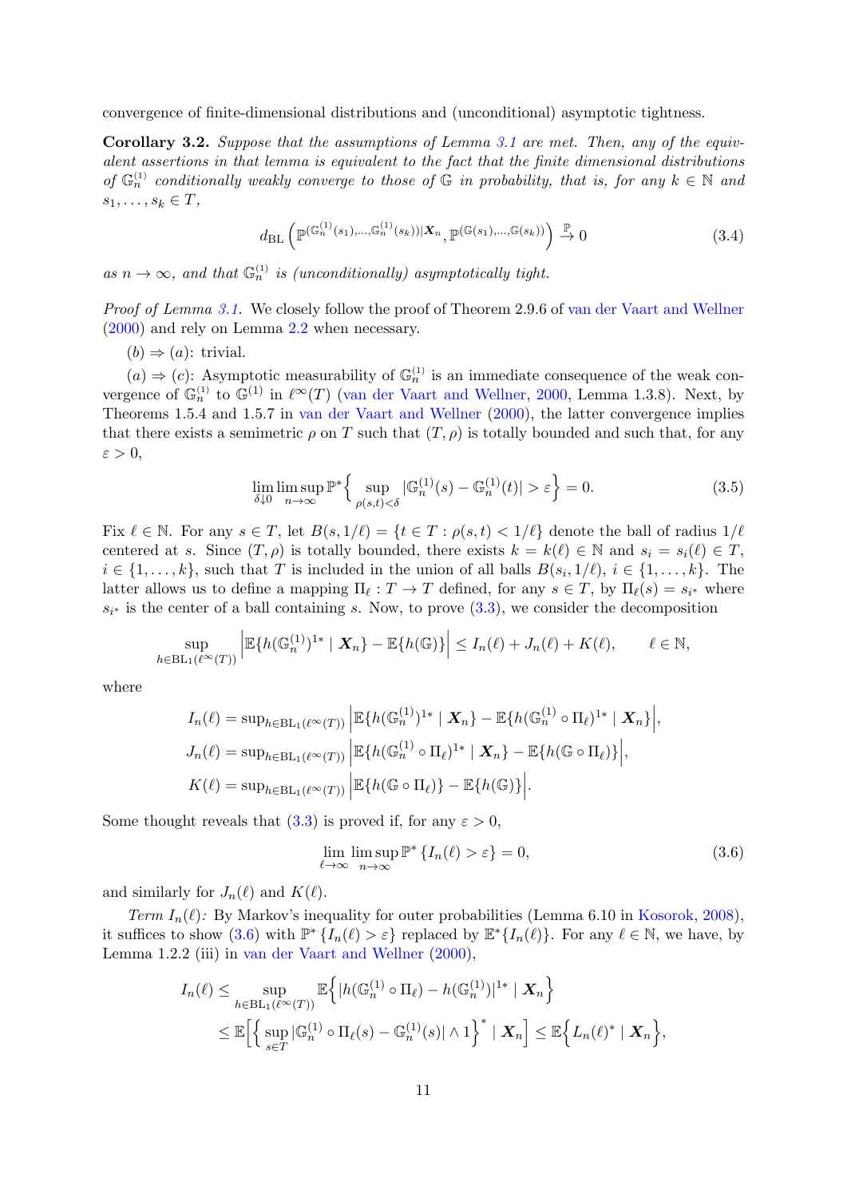convergence of finite-dimensional distributions and (unconditional) asymptotic tightness.

**Corollary 3.2.** *Suppose that the assumptions of Lemma 3.1 are met. Then, any of the equivalent assertions in that lemma is equivalent to the fact that the finite dimensional distributions of $\mathbb{G}_n^{(1)}$ conditionally weakly converge to those of $\mathbb{G}$ in probability, that is, for any $k \in \mathbb{N}$ and $s_1, \dots, s_k \in T$,*

$$d_{\mathrm{BL}}\left(\mathbb{P}^{(\mathbb{G}_n^{(1)}(s_1),\dots,\mathbb{G}_n^{(1)}(s_k))|\boldsymbol{X}_n}, \mathbb{P}^{(\mathbb{G}(s_1),\dots,\mathbb{G}(s_k))}\right) \xrightarrow{\mathbb{P}} 0 \tag{3.4}$$

*as $n \to \infty$, and that $\mathbb{G}_n^{(1)}$ is (unconditionally) asymptotically tight.*

*Proof of Lemma 3.1.* We closely follow the proof of Theorem 2.9.6 of van der Vaart and Wellner (2000) and rely on Lemma 2.2 when necessary.

$(b) \Rightarrow (a)$: trivial.

$(a) \Rightarrow (c)$: Asymptotic measurability of $\mathbb{G}_n^{(1)}$ is an immediate consequence of the weak convergence of $\mathbb{G}_n^{(1)}$ to $\mathbb{G}^{(1)}$ in $\ell^\infty(T)$ (van der Vaart and Wellner, 2000, Lemma 1.3.8). Next, by Theorems 1.5.4 and 1.5.7 in van der Vaart and Wellner (2000), the latter convergence implies that there exists a semimetric $\rho$ on $T$ such that $(T, \rho)$ is totally bounded and such that, for any $\varepsilon > 0$,

$$\lim_{\delta \downarrow 0} \limsup_{n\to\infty} \mathbb{P}^*\Big\{ \sup_{\rho(s,t)<\delta} |\mathbb{G}_n^{(1)}(s) - \mathbb{G}_n^{(1)}(t)| > \varepsilon \Big\} = 0. \tag{3.5}$$

Fix $\ell \in \mathbb{N}$. For any $s \in T$, let $B(s, 1/\ell) = \{t \in T : \rho(s,t) < 1/\ell\}$ denote the ball of radius $1/\ell$ centered at $s$. Since $(T, \rho)$ is totally bounded, there exists $k = k(\ell) \in \mathbb{N}$ and $s_i = s_i(\ell) \in T$, $i \in \{1, \dots, k\}$, such that $T$ is included in the union of all balls $B(s_i, 1/\ell)$, $i \in \{1,\dots,k\}$. The latter allows us to define a mapping $\Pi_\ell : T \to T$ defined, for any $s \in T$, by $\Pi_\ell(s) = s_{i^*}$ where $s_{i^*}$ is the center of a ball containing $s$. Now, to prove (3.3), we consider the decomposition

$$\sup_{h\in \mathrm{BL}_1(\ell^\infty(T))} \Big| \mathbb{E}\{h(\mathbb{G}_n^{(1)})^{1*} \mid \boldsymbol{X}_n\} - \mathbb{E}\{h(\mathbb{G})\} \Big| \le I_n(\ell) + J_n(\ell) + K(\ell), \qquad \ell \in \mathbb{N},$$

where

$$\begin{aligned}
I_n(\ell) &= \sup\nolimits_{h\in \mathrm{BL}_1(\ell^\infty(T))} \Big| \mathbb{E}\{h(\mathbb{G}_n^{(1)})^{1*} \mid \boldsymbol{X}_n\} - \mathbb{E}\{h(\mathbb{G}_n^{(1)} \circ \Pi_\ell)^{1*} \mid \boldsymbol{X}_n\} \Big|, \\
J_n(\ell) &= \sup\nolimits_{h\in \mathrm{BL}_1(\ell^\infty(T))} \Big| \mathbb{E}\{h(\mathbb{G}_n^{(1)} \circ \Pi_\ell)^{1*} \mid \boldsymbol{X}_n\} - \mathbb{E}\{h(\mathbb{G} \circ \Pi_\ell)\} \Big|, \\
K(\ell) &= \sup\nolimits_{h\in \mathrm{BL}_1(\ell^\infty(T))} \Big| \mathbb{E}\{h(\mathbb{G} \circ \Pi_\ell)\} - \mathbb{E}\{h(\mathbb{G})\} \Big|.
\end{aligned}$$

Some thought reveals that (3.3) is proved if, for any $\varepsilon > 0$,

$$\lim_{\ell\to\infty} \limsup_{n\to\infty} \mathbb{P}^*\left\{ I_n(\ell) > \varepsilon \right\} = 0, \tag{3.6}$$

and similarly for $J_n(\ell)$ and $K(\ell)$.

*Term $I_n(\ell)$:* By Markov's inequality for outer probabilities (Lemma 6.10 in Kosorok, 2008), it suffices to show (3.6) with $\mathbb{P}^*\{I_n(\ell) > \varepsilon\}$ replaced by $\mathbb{E}^*\{I_n(\ell)\}$. For any $\ell \in \mathbb{N}$, we have, by Lemma 1.2.2 (iii) in van der Vaart and Wellner (2000),

$$\begin{aligned}
I_n(\ell) &\le \sup_{h\in \mathrm{BL}_1(\ell^\infty(T))} \mathbb{E}\Big\{ |h(\mathbb{G}_n^{(1)} \circ \Pi_\ell) - h(\mathbb{G}_n^{(1)})|^{1*} \mid \boldsymbol{X}_n \Big\} \\
&\le \mathbb{E}\Big[ \Big\{ \sup_{s\in T} |\mathbb{G}_n^{(1)} \circ \Pi_\ell(s) - \mathbb{G}_n^{(1)}(s)| \wedge 1 \Big\}^* \mid \boldsymbol{X}_n \Big] \le \mathbb{E}\Big\{ L_n(\ell)^* \mid \boldsymbol{X}_n \Big\},
\end{aligned}$$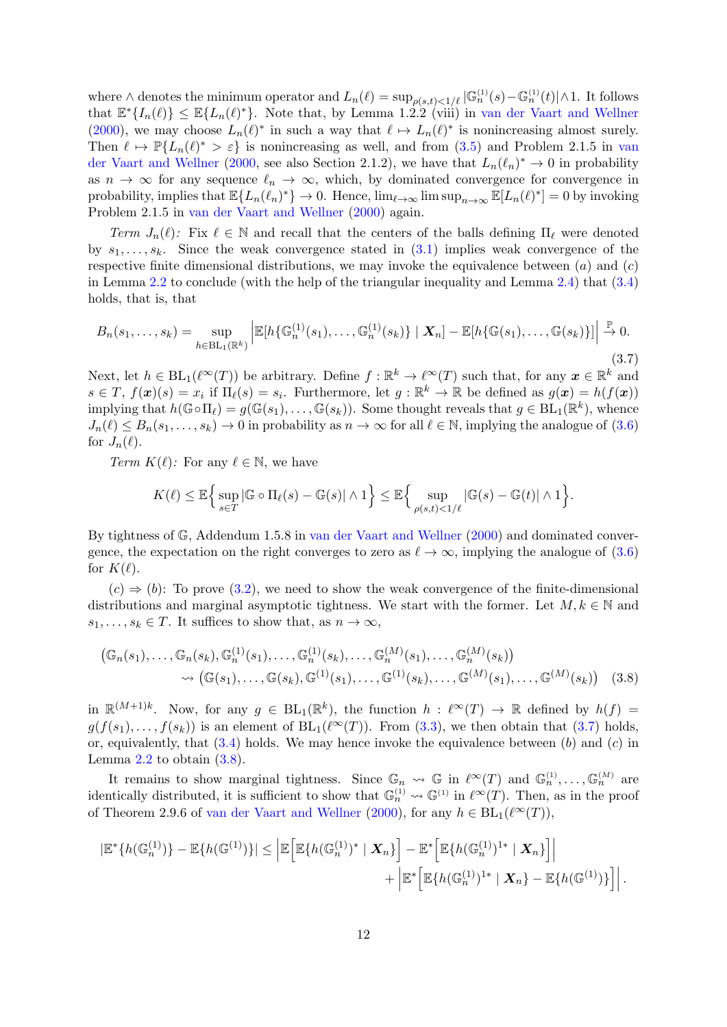where $\wedge$ denotes the minimum operator and $L_n(\ell) = \sup_{\rho(s,t)<1/\ell} |\mathbb{G}_n^{(1)}(s) - \mathbb{G}_n^{(1)}(t)| \wedge 1$. It follows that $\mathbb{E}^*\{I_n(\ell)\} \leq \mathbb{E}\{L_n(\ell)^*\}$. Note that, by Lemma 1.2.2 (viii) in van der Vaart and Wellner (2000), we may choose $L_n(\ell)^*$ in such a way that $\ell \mapsto L_n(\ell)^*$ is nonincreasing almost surely. Then $\ell \mapsto \mathbb{P}\{L_n(\ell)^* > \varepsilon\}$ is nonincreasing as well, and from (3.5) and Problem 2.1.5 in van der Vaart and Wellner (2000, see also Section 2.1.2), we have that $L_n(\ell_n)^* \to 0$ in probability as $n \to \infty$ for any sequence $\ell_n \to \infty$, which, by dominated convergence for convergence in probability, implies that $\mathbb{E}\{L_n(\ell_n)^*\} \to 0$. Hence, $\lim_{\ell\to\infty} \limsup_{n\to\infty} \mathbb{E}[L_n(\ell)^*] = 0$ by invoking Problem 2.1.5 in van der Vaart and Wellner (2000) again.

*Term $J_n(\ell)$:* Fix $\ell \in \mathbb{N}$ and recall that the centers of the balls defining $\Pi_\ell$ were denoted by $s_1, \ldots, s_k$. Since the weak convergence stated in (3.1) implies weak convergence of the respective finite dimensional distributions, we may invoke the equivalence between (*a*) and (*c*) in Lemma 2.2 to conclude (with the help of the triangular inequality and Lemma 2.4) that (3.4) holds, that is, that

$$
B_n(s_1, \ldots, s_k) = \sup_{h \in \mathrm{BL}_1(\mathbb{R}^k)} \left| \mathbb{E}[h\{\mathbb{G}_n^{(1)}(s_1), \ldots, \mathbb{G}_n^{(1)}(s_k)\} \mid \boldsymbol{X}_n] - \mathbb{E}[h\{\mathbb{G}(s_1), \ldots, \mathbb{G}(s_k)\}] \right| \xrightarrow{\mathbb{P}} 0. \tag{3.7}
$$

Next, let $h \in \mathrm{BL}_1(\ell^\infty(T))$ be arbitrary. Define $f : \mathbb{R}^k \to \ell^\infty(T)$ such that, for any $\boldsymbol{x} \in \mathbb{R}^k$ and $s \in T$, $f(\boldsymbol{x})(s) = x_i$ if $\Pi_\ell(s) = s_i$. Furthermore, let $g : \mathbb{R}^k \to \mathbb{R}$ be defined as $g(\boldsymbol{x}) = h(f(\boldsymbol{x}))$ implying that $h(\mathbb{G} \circ \Pi_\ell) = g(\mathbb{G}(s_1), \ldots, \mathbb{G}(s_k))$. Some thought reveals that $g \in \mathrm{BL}_1(\mathbb{R}^k)$, whence $J_n(\ell) \leq B_n(s_1, \ldots, s_k) \to 0$ in probability as $n \to \infty$ for all $\ell \in \mathbb{N}$, implying the analogue of (3.6) for $J_n(\ell)$.

*Term $K(\ell)$:* For any $\ell \in \mathbb{N}$, we have

$$
K(\ell) \leq \mathbb{E}\Big\{ \sup_{s \in T} |\mathbb{G} \circ \Pi_\ell(s) - \mathbb{G}(s)| \wedge 1 \Big\} \leq \mathbb{E}\Big\{ \sup_{\rho(s,t)<1/\ell} |\mathbb{G}(s) - \mathbb{G}(t)| \wedge 1 \Big\}.
$$

By tightness of $\mathbb{G}$, Addendum 1.5.8 in van der Vaart and Wellner (2000) and dominated convergence, the expectation on the right converges to zero as $\ell \to \infty$, implying the analogue of (3.6) for $K(\ell)$.

(*c*) $\Rightarrow$ (*b*): To prove (3.2), we need to show the weak convergence of the finite-dimensional distributions and marginal asymptotic tightness. We start with the former. Let $M, k \in \mathbb{N}$ and $s_1, \ldots, s_k \in T$. It suffices to show that, as $n \to \infty$,

$$
\begin{aligned}
&\big(\mathbb{G}_n(s_1), \ldots, \mathbb{G}_n(s_k), \mathbb{G}_n^{(1)}(s_1), \ldots, \mathbb{G}_n^{(1)}(s_k), \ldots, \mathbb{G}_n^{(M)}(s_1), \ldots, \mathbb{G}_n^{(M)}(s_k)\big) \\
&\qquad \rightsquigarrow \big(\mathbb{G}(s_1), \ldots, \mathbb{G}(s_k), \mathbb{G}^{(1)}(s_1), \ldots, \mathbb{G}^{(1)}(s_k), \ldots, \mathbb{G}^{(M)}(s_1), \ldots, \mathbb{G}^{(M)}(s_k)\big)
\end{aligned} \tag{3.8}
$$

in $\mathbb{R}^{(M+1)k}$. Now, for any $g \in \mathrm{BL}_1(\mathbb{R}^k)$, the function $h : \ell^\infty(T) \to \mathbb{R}$ defined by $h(f) = g(f(s_1), \ldots, f(s_k))$ is an element of $\mathrm{BL}_1(\ell^\infty(T))$. From (3.3), we then obtain that (3.7) holds, or, equivalently, that (3.4) holds. We may hence invoke the equivalence between (*b*) and (*c*) in Lemma 2.2 to obtain (3.8).

It remains to show marginal tightness. Since $\mathbb{G}_n \rightsquigarrow \mathbb{G}$ in $\ell^\infty(T)$ and $\mathbb{G}_n^{(1)}, \ldots, \mathbb{G}_n^{(M)}$ are identically distributed, it is sufficient to show that $\mathbb{G}_n^{(1)} \rightsquigarrow \mathbb{G}^{(1)}$ in $\ell^\infty(T)$. Then, as in the proof of Theorem 2.9.6 of van der Vaart and Wellner (2000), for any $h \in \mathrm{BL}_1(\ell^\infty(T))$,

$$
\begin{aligned}
|\mathbb{E}^*\{h(\mathbb{G}_n^{(1)})\} - \mathbb{E}\{h(\mathbb{G}^{(1)})\}| \leq \Big| &\mathbb{E}\Big[\mathbb{E}\{h(\mathbb{G}_n^{(1)})^* \mid \boldsymbol{X}_n\}\Big] - \mathbb{E}^*\Big[\mathbb{E}\{h(\mathbb{G}_n^{(1)})^{1*} \mid \boldsymbol{X}_n\}\Big]\Big| \\
&+ \Big|\mathbb{E}^*\Big[\mathbb{E}\{h(\mathbb{G}_n^{(1)})^{1*} \mid \boldsymbol{X}_n\} - \mathbb{E}\{h(\mathbb{G}^{(1)})\}\Big]\Big|.
\end{aligned}
$$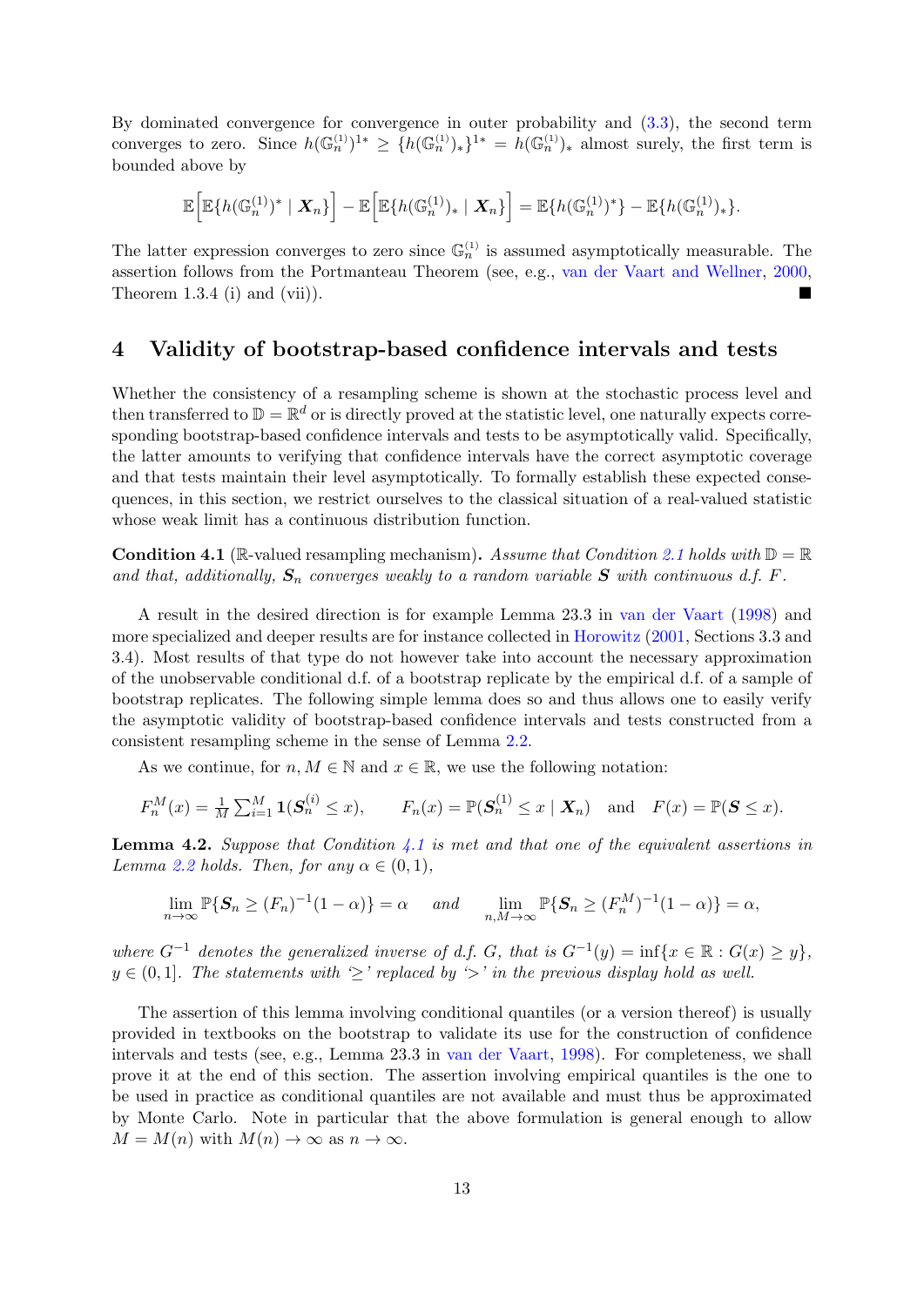By dominated convergence for convergence in outer probability and (3.3), the second term converges to zero. Since $h(\mathbb{G}_n^{(1)})^{1*} \geq \{h(\mathbb{G}_n^{(1)})_*\}^{1*} = h(\mathbb{G}_n^{(1)})_*$ almost surely, the first term is bounded above by

$$\mathbb{E}\Big[\mathbb{E}\{h(\mathbb{G}_n^{(1)})^* \mid \boldsymbol{X}_n\}\Big] - \mathbb{E}\Big[\mathbb{E}\{h(\mathbb{G}_n^{(1)})_* \mid \boldsymbol{X}_n\}\Big] = \mathbb{E}\{h(\mathbb{G}_n^{(1)})^*\} - \mathbb{E}\{h(\mathbb{G}_n^{(1)})_*\}.$$

The latter expression converges to zero since $\mathbb{G}_n^{(1)}$ is assumed asymptotically measurable. The assertion follows from the Portmanteau Theorem (see, e.g., van der Vaart and Wellner, 2000, Theorem 1.3.4 (i) and (vii)). ■

## 4 Validity of bootstrap-based confidence intervals and tests

Whether the consistency of a resampling scheme is shown at the stochastic process level and then transferred to $\mathbb{D} = \mathbb{R}^d$ or is directly proved at the statistic level, one naturally expects corresponding bootstrap-based confidence intervals and tests to be asymptotically valid. Specifically, the latter amounts to verifying that confidence intervals have the correct asymptotic coverage and that tests maintain their level asymptotically. To formally establish these expected consequences, in this section, we restrict ourselves to the classical situation of a real-valued statistic whose weak limit has a continuous distribution function.

**Condition 4.1** ($\mathbb{R}$-valued resampling mechanism)**.** *Assume that Condition 2.1 holds with $\mathbb{D} = \mathbb{R}$ and that, additionally, $\boldsymbol{S}_n$ converges weakly to a random variable $\boldsymbol{S}$ with continuous d.f. $F$.*

A result in the desired direction is for example Lemma 23.3 in van der Vaart (1998) and more specialized and deeper results are for instance collected in Horowitz (2001, Sections 3.3 and 3.4). Most results of that type do not however take into account the necessary approximation of the unobservable conditional d.f. of a bootstrap replicate by the empirical d.f. of a sample of bootstrap replicates. The following simple lemma does so and thus allows one to easily verify the asymptotic validity of bootstrap-based confidence intervals and tests constructed from a consistent resampling scheme in the sense of Lemma 2.2.

As we continue, for $n, M \in \mathbb{N}$ and $x \in \mathbb{R}$, we use the following notation:

$$F_n^M(x) = \tfrac{1}{M}\textstyle\sum_{i=1}^M \mathbf{1}(\boldsymbol{S}_n^{(i)} \leq x), \qquad F_n(x) = \mathbb{P}(\boldsymbol{S}_n^{(1)} \leq x \mid \boldsymbol{X}_n) \quad \text{and} \quad F(x) = \mathbb{P}(\boldsymbol{S} \leq x).$$

**Lemma 4.2.** *Suppose that Condition 4.1 is met and that one of the equivalent assertions in Lemma 2.2 holds. Then, for any $\alpha \in (0,1)$,*

$$\lim_{n\to\infty} \mathbb{P}\{\boldsymbol{S}_n \geq (F_n)^{-1}(1-\alpha)\} = \alpha \quad \text{and} \quad \lim_{n,M\to\infty} \mathbb{P}\{\boldsymbol{S}_n \geq (F_n^M)^{-1}(1-\alpha)\} = \alpha,$$

*where $G^{-1}$ denotes the generalized inverse of d.f. $G$, that is $G^{-1}(y) = \inf\{x \in \mathbb{R} : G(x) \geq y\}$, $y \in (0,1]$. The statements with '$\geq$' replaced by '$>$' in the previous display hold as well.*

The assertion of this lemma involving conditional quantiles (or a version thereof) is usually provided in textbooks on the bootstrap to validate its use for the construction of confidence intervals and tests (see, e.g., Lemma 23.3 in van der Vaart, 1998). For completeness, we shall prove it at the end of this section. The assertion involving empirical quantiles is the one to be used in practice as conditional quantiles are not available and must thus be approximated by Monte Carlo. Note in particular that the above formulation is general enough to allow $M = M(n)$ with $M(n) \to \infty$ as $n \to \infty$.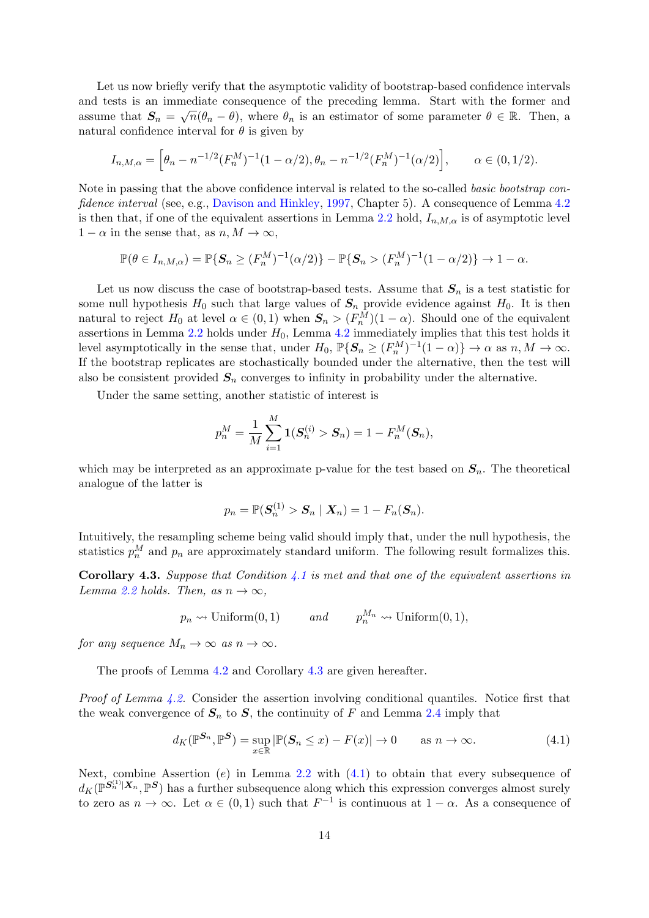Let us now briefly verify that the asymptotic validity of bootstrap-based confidence intervals and tests is an immediate consequence of the preceding lemma. Start with the former and assume that $\boldsymbol{S}_n = \sqrt{n}(\theta_n - \theta)$, where $\theta_n$ is an estimator of some parameter $\theta \in \mathbb{R}$. Then, a natural confidence interval for $\theta$ is given by

$$I_{n,M,\alpha} = \Big[\theta_n - n^{-1/2}(F_n^M)^{-1}(1-\alpha/2), \theta_n - n^{-1/2}(F_n^M)^{-1}(\alpha/2)\Big], \qquad \alpha \in (0, 1/2).$$

Note in passing that the above confidence interval is related to the so-called *basic bootstrap confidence interval* (see, e.g., Davison and Hinkley, 1997, Chapter 5). A consequence of Lemma 4.2 is then that, if one of the equivalent assertions in Lemma 2.2 hold, $I_{n,M,\alpha}$ is of asymptotic level $1-\alpha$ in the sense that, as $n, M \to \infty$,

$$\mathbb{P}(\theta \in I_{n,M,\alpha}) = \mathbb{P}\{\boldsymbol{S}_n \geq (F_n^M)^{-1}(\alpha/2)\} - \mathbb{P}\{\boldsymbol{S}_n > (F_n^M)^{-1}(1-\alpha/2)\} \to 1-\alpha.$$

Let us now discuss the case of bootstrap-based tests. Assume that $\boldsymbol{S}_n$ is a test statistic for some null hypothesis $H_0$ such that large values of $\boldsymbol{S}_n$ provide evidence against $H_0$. It is then natural to reject $H_0$ at level $\alpha \in (0,1)$ when $\boldsymbol{S}_n > (F_n^M)(1-\alpha)$. Should one of the equivalent assertions in Lemma 2.2 holds under $H_0$, Lemma 4.2 immediately implies that this test holds it level asymptotically in the sense that, under $H_0$, $\mathbb{P}\{\boldsymbol{S}_n \geq (F_n^M)^{-1}(1-\alpha)\} \to \alpha$ as $n, M \to \infty$. If the bootstrap replicates are stochastically bounded under the alternative, then the test will also be consistent provided $\boldsymbol{S}_n$ converges to infinity in probability under the alternative.

Under the same setting, another statistic of interest is

$$p_n^M = \frac{1}{M}\sum_{i=1}^M \mathbf{1}(\boldsymbol{S}_n^{(i)} > \boldsymbol{S}_n) = 1 - F_n^M(\boldsymbol{S}_n),$$

which may be interpreted as an approximate p-value for the test based on $\boldsymbol{S}_n$. The theoretical analogue of the latter is

$$p_n = \mathbb{P}(\boldsymbol{S}_n^{(1)} > \boldsymbol{S}_n \mid \boldsymbol{X}_n) = 1 - F_n(\boldsymbol{S}_n).$$

Intuitively, the resampling scheme being valid should imply that, under the null hypothesis, the statistics $p_n^M$ and $p_n$ are approximately standard uniform. The following result formalizes this.

**Corollary 4.3.** *Suppose that Condition 4.1 is met and that one of the equivalent assertions in Lemma 2.2 holds. Then, as $n \to \infty$,*

$$p_n \rightsquigarrow \text{Uniform}(0,1) \qquad \textit{and} \qquad p_n^{M_n} \rightsquigarrow \text{Uniform}(0,1),$$

*for any sequence $M_n \to \infty$ as $n \to \infty$.*

The proofs of Lemma 4.2 and Corollary 4.3 are given hereafter.

*Proof of Lemma 4.2.* Consider the assertion involving conditional quantiles. Notice first that the weak convergence of $\boldsymbol{S}_n$ to $\boldsymbol{S}$, the continuity of $F$ and Lemma 2.4 imply that

$$d_K(\mathbb{P}^{\boldsymbol{S}_n}, \mathbb{P}^{\boldsymbol{S}}) = \sup_{x \in \mathbb{R}} |\mathbb{P}(\boldsymbol{S}_n \leq x) - F(x)| \to 0 \qquad \text{as } n \to \infty. \tag{4.1}$$

Next, combine Assertion (*e*) in Lemma 2.2 with (4.1) to obtain that every subsequence of $d_K(\mathbb{P}^{\boldsymbol{S}_n^{(1)}|\boldsymbol{X}_n}, \mathbb{P}^{\boldsymbol{S}})$ has a further subsequence along which this expression converges almost surely to zero as $n \to \infty$. Let $\alpha \in (0,1)$ such that $F^{-1}$ is continuous at $1-\alpha$. As a consequence of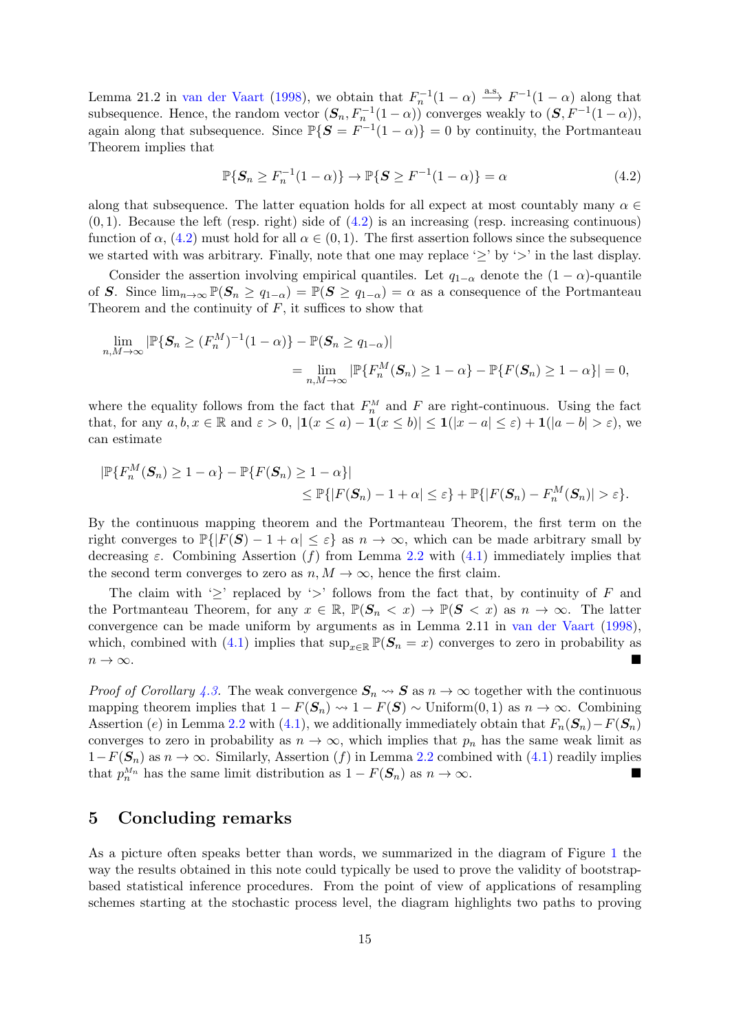Lemma 21.2 in van der Vaart (1998), we obtain that $F_n^{-1}(1-\alpha) \xrightarrow{\text{a.s.}} F^{-1}(1-\alpha)$ along that subsequence. Hence, the random vector $(\boldsymbol{S}_n, F_n^{-1}(1-\alpha))$ converges weakly to $(\boldsymbol{S}, F^{-1}(1-\alpha))$, again along that subsequence. Since $\mathbb{P}\{\boldsymbol{S} = F^{-1}(1-\alpha)\} = 0$ by continuity, the Portmanteau Theorem implies that

$$
\mathbb{P}\{\boldsymbol{S}_n \geq F_n^{-1}(1-\alpha)\} \to \mathbb{P}\{\boldsymbol{S} \geq F^{-1}(1-\alpha)\} = \alpha \tag{4.2}
$$

along that subsequence. The latter equation holds for all expect at most countably many $\alpha \in (0,1)$. Because the left (resp. right) side of (4.2) is an increasing (resp. increasing continuous) function of $\alpha$, (4.2) must hold for all $\alpha \in (0,1)$. The first assertion follows since the subsequence we started with was arbitrary. Finally, note that one may replace '$\geq$' by '$>$' in the last display.

Consider the assertion involving empirical quantiles. Let $q_{1-\alpha}$ denote the $(1-\alpha)$-quantile of $\boldsymbol{S}$. Since $\lim_{n\to\infty} \mathbb{P}(\boldsymbol{S}_n \geq q_{1-\alpha}) = \mathbb{P}(\boldsymbol{S} \geq q_{1-\alpha}) = \alpha$ as a consequence of the Portmanteau Theorem and the continuity of $F$, it suffices to show that

$$
\begin{aligned}
\lim_{n,M\to\infty} &|\mathbb{P}\{\boldsymbol{S}_n \geq (F_n^M)^{-1}(1-\alpha)\} - \mathbb{P}(\boldsymbol{S}_n \geq q_{1-\alpha})| \\
&= \lim_{n,M\to\infty} |\mathbb{P}\{F_n^M(\boldsymbol{S}_n) \geq 1-\alpha\} - \mathbb{P}\{F(\boldsymbol{S}_n) \geq 1-\alpha\}| = 0,
\end{aligned}
$$

where the equality follows from the fact that $F_n^M$ and $F$ are right-continuous. Using the fact that, for any $a, b, x \in \mathbb{R}$ and $\varepsilon > 0$, $|\mathbf{1}(x \leq a) - \mathbf{1}(x \leq b)| \leq \mathbf{1}(|x-a| \leq \varepsilon) + \mathbf{1}(|a-b| > \varepsilon)$, we can estimate

$$
\begin{aligned}
|\mathbb{P}\{F_n^M(\boldsymbol{S}_n) &\geq 1-\alpha\} - \mathbb{P}\{F(\boldsymbol{S}_n) \geq 1-\alpha\}| \\
&\leq \mathbb{P}\{|F(\boldsymbol{S}_n) - 1 + \alpha| \leq \varepsilon\} + \mathbb{P}\{|F(\boldsymbol{S}_n) - F_n^M(\boldsymbol{S}_n)| > \varepsilon\}.
\end{aligned}
$$

By the continuous mapping theorem and the Portmanteau Theorem, the first term on the right converges to $\mathbb{P}\{|F(\boldsymbol{S}) - 1 + \alpha| \leq \varepsilon\}$ as $n \to \infty$, which can be made arbitrary small by decreasing $\varepsilon$. Combining Assertion $(f)$ from Lemma 2.2 with (4.1) immediately implies that the second term converges to zero as $n, M \to \infty$, hence the first claim.

The claim with '$\geq$' replaced by '$>$' follows from the fact that, by continuity of $F$ and the Portmanteau Theorem, for any $x \in \mathbb{R}$, $\mathbb{P}(\boldsymbol{S}_n < x) \to \mathbb{P}(\boldsymbol{S} < x)$ as $n \to \infty$. The latter convergence can be made uniform by arguments as in Lemma 2.11 in van der Vaart (1998), which, combined with (4.1) implies that $\sup_{x\in\mathbb{R}} \mathbb{P}(\boldsymbol{S}_n = x)$ converges to zero in probability as $n \to \infty$. ■

*Proof of Corollary 4.3.* The weak convergence $\boldsymbol{S}_n \rightsquigarrow \boldsymbol{S}$ as $n \to \infty$ together with the continuous mapping theorem implies that $1 - F(\boldsymbol{S}_n) \rightsquigarrow 1 - F(\boldsymbol{S}) \sim \text{Uniform}(0,1)$ as $n \to \infty$. Combining Assertion $(e)$ in Lemma 2.2 with (4.1), we additionally immediately obtain that $F_n(\boldsymbol{S}_n) - F(\boldsymbol{S}_n)$ converges to zero in probability as $n \to \infty$, which implies that $p_n$ has the same weak limit as $1 - F(\boldsymbol{S}_n)$ as $n \to \infty$. Similarly, Assertion $(f)$ in Lemma 2.2 combined with (4.1) readily implies that $p_n^{M_n}$ has the same limit distribution as $1 - F(\boldsymbol{S}_n)$ as $n \to \infty$. ■

## 5 Concluding remarks

As a picture often speaks better than words, we summarized in the diagram of Figure 1 the way the results obtained in this note could typically be used to prove the validity of bootstrap-based statistical inference procedures. From the point of view of applications of resampling schemes starting at the stochastic process level, the diagram highlights two paths to proving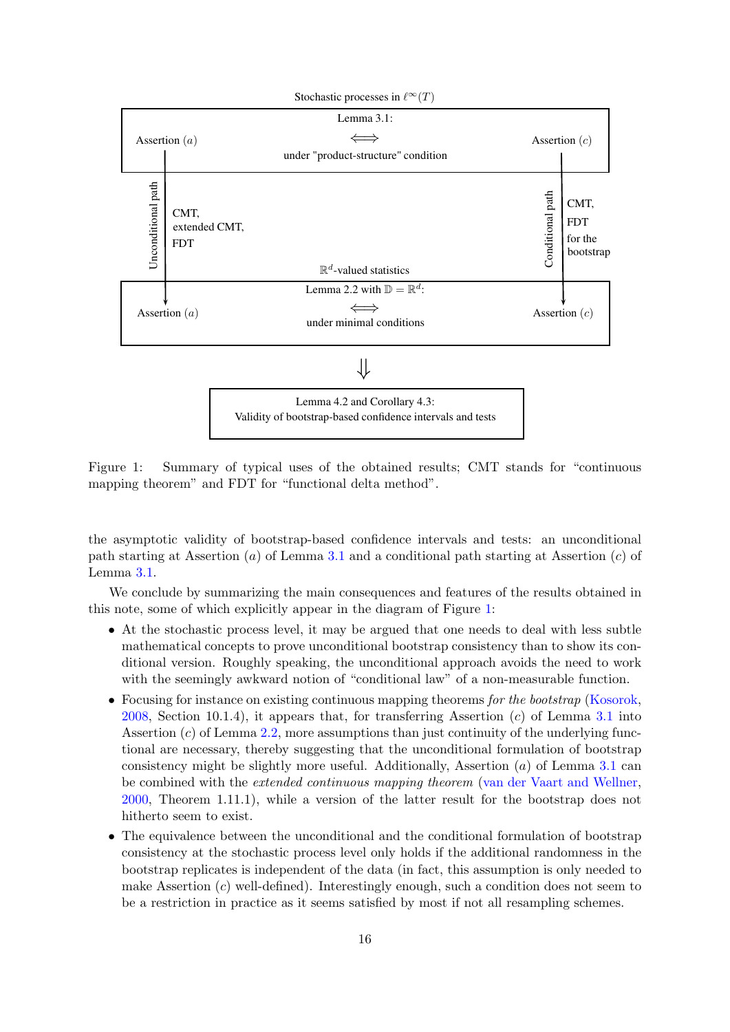Stochastic processes in $\ell^\infty(T)$

Lemma 3.1:

Assertion $(a)$ $\Longleftrightarrow$ Assertion $(c)$

under "product-structure" condition

Unconditional path: CMT, extended CMT, FDT

Conditional path: CMT, FDT for the bootstrap

$\mathbb{R}^d$-valued statistics

Lemma 2.2 with $\mathbb{D} = \mathbb{R}^d$:

Assertion $(a)$ $\Longleftrightarrow$ Assertion $(c)$

under minimal conditions

$\Downarrow$

Lemma 4.2 and Corollary 4.3:
Validity of bootstrap-based confidence intervals and tests

Figure 1: Summary of typical uses of the obtained results; CMT stands for “continuous mapping theorem” and FDT for “functional delta method”.

the asymptotic validity of bootstrap-based confidence intervals and tests: an unconditional path starting at Assertion $(a)$ of Lemma 3.1 and a conditional path starting at Assertion $(c)$ of Lemma 3.1.

We conclude by summarizing the main consequences and features of the results obtained in this note, some of which explicitly appear in the diagram of Figure 1:

- At the stochastic process level, it may be argued that one needs to deal with less subtle mathematical concepts to prove unconditional bootstrap consistency than to show its conditional version. Roughly speaking, the unconditional approach avoids the need to work with the seemingly awkward notion of “conditional law” of a non-measurable function.
- Focusing for instance on existing continuous mapping theorems *for the bootstrap* (Kosorok, 2008, Section 10.1.4), it appears that, for transferring Assertion $(c)$ of Lemma 3.1 into Assertion $(c)$ of Lemma 2.2, more assumptions than just continuity of the underlying functional are necessary, thereby suggesting that the unconditional formulation of bootstrap consistency might be slightly more useful. Additionally, Assertion $(a)$ of Lemma 3.1 can be combined with the *extended continuous mapping theorem* (van der Vaart and Wellner, 2000, Theorem 1.11.1), while a version of the latter result for the bootstrap does not hitherto seem to exist.
- The equivalence between the unconditional and the conditional formulation of bootstrap consistency at the stochastic process level only holds if the additional randomness in the bootstrap replicates is independent of the data (in fact, this assumption is only needed to make Assertion $(c)$ well-defined). Interestingly enough, such a condition does not seem to be a restriction in practice as it seems satisfied by most if not all resampling schemes.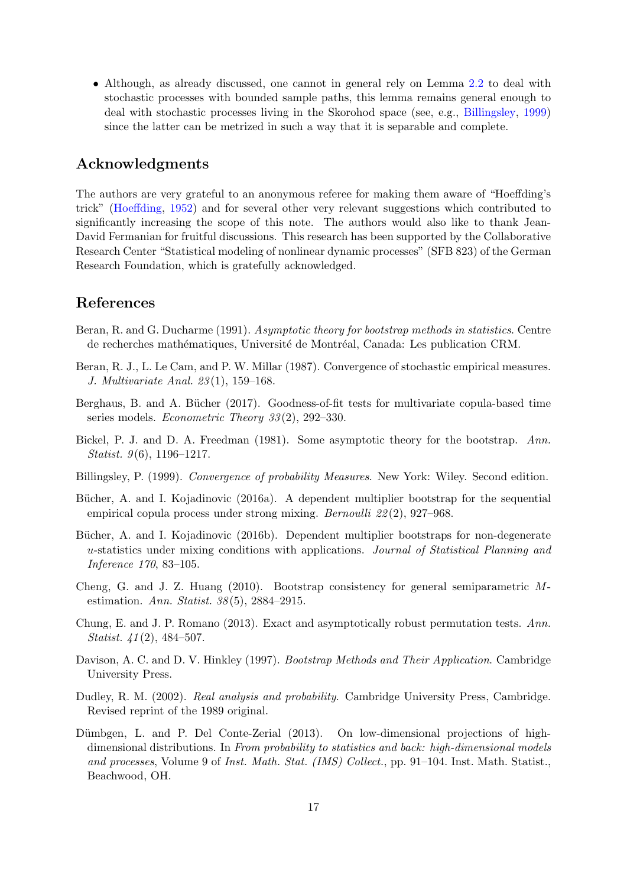- Although, as already discussed, one cannot in general rely on Lemma 2.2 to deal with stochastic processes with bounded sample paths, this lemma remains general enough to deal with stochastic processes living in the Skorohod space (see, e.g., Billingsley, 1999) since the latter can be metrized in such a way that it is separable and complete.

## Acknowledgments

The authors are very grateful to an anonymous referee for making them aware of "Hoeffding's trick" (Hoeffding, 1952) and for several other very relevant suggestions which contributed to significantly increasing the scope of this note. The authors would also like to thank Jean-David Fermanian for fruitful discussions. This research has been supported by the Collaborative Research Center "Statistical modeling of nonlinear dynamic processes" (SFB 823) of the German Research Foundation, which is gratefully acknowledged.

## References

Beran, R. and G. Ducharme (1991). *Asymptotic theory for bootstrap methods in statistics*. Centre de recherches mathématiques, Université de Montréal, Canada: Les publication CRM.

Beran, R. J., L. Le Cam, and P. W. Millar (1987). Convergence of stochastic empirical measures. *J. Multivariate Anal. 23*(1), 159–168.

Berghaus, B. and A. Bücher (2017). Goodness-of-fit tests for multivariate copula-based time series models. *Econometric Theory 33*(2), 292–330.

Bickel, P. J. and D. A. Freedman (1981). Some asymptotic theory for the bootstrap. *Ann. Statist. 9*(6), 1196–1217.

Billingsley, P. (1999). *Convergence of probability Measures*. New York: Wiley. Second edition.

Bücher, A. and I. Kojadinovic (2016a). A dependent multiplier bootstrap for the sequential empirical copula process under strong mixing. *Bernoulli 22*(2), 927–968.

Bücher, A. and I. Kojadinovic (2016b). Dependent multiplier bootstraps for non-degenerate $u$-statistics under mixing conditions with applications. *Journal of Statistical Planning and Inference 170*, 83–105.

Cheng, G. and J. Z. Huang (2010). Bootstrap consistency for general semiparametric $M$-estimation. *Ann. Statist. 38*(5), 2884–2915.

Chung, E. and J. P. Romano (2013). Exact and asymptotically robust permutation tests. *Ann. Statist. 41*(2), 484–507.

Davison, A. C. and D. V. Hinkley (1997). *Bootstrap Methods and Their Application*. Cambridge University Press.

Dudley, R. M. (2002). *Real analysis and probability*. Cambridge University Press, Cambridge. Revised reprint of the 1989 original.

Dümbgen, L. and P. Del Conte-Zerial (2013). On low-dimensional projections of high-dimensional distributions. In *From probability to statistics and back: high-dimensional models and processes*, Volume 9 of *Inst. Math. Stat. (IMS) Collect.*, pp. 91–104. Inst. Math. Statist., Beachwood, OH.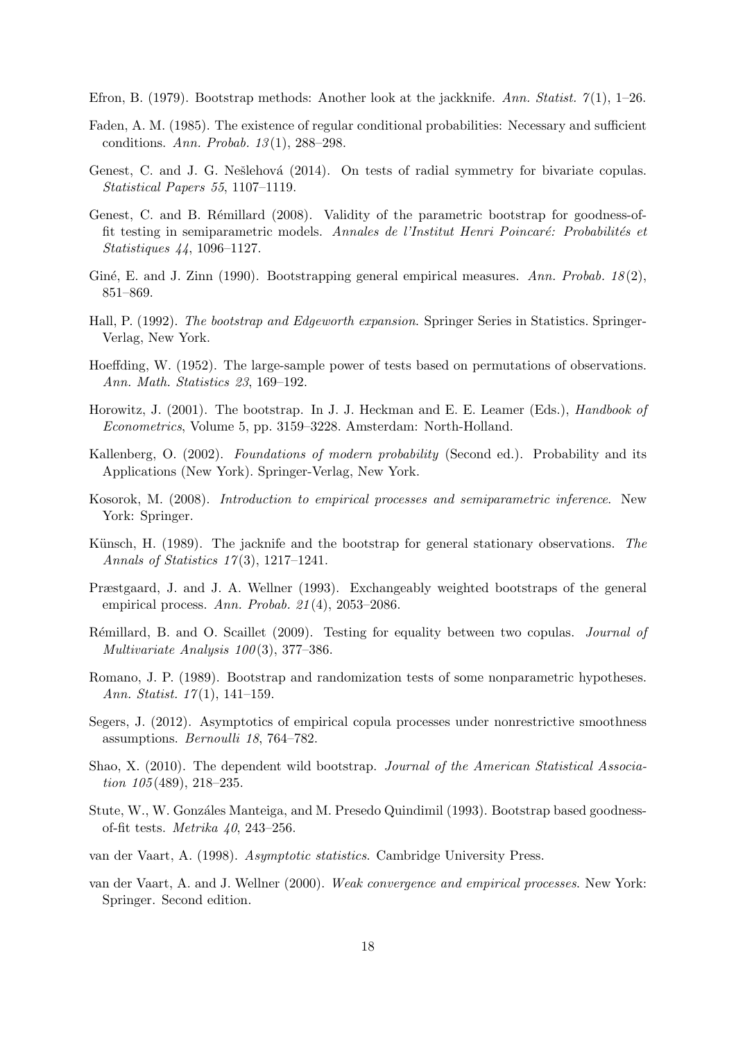Efron, B. (1979). Bootstrap methods: Another look at the jackknife. *Ann. Statist. 7*(1), 1–26.

Faden, A. M. (1985). The existence of regular conditional probabilities: Necessary and sufficient conditions. *Ann. Probab. 13*(1), 288–298.

Genest, C. and J. G. Nešlehová (2014). On tests of radial symmetry for bivariate copulas. *Statistical Papers 55*, 1107–1119.

Genest, C. and B. Rémillard (2008). Validity of the parametric bootstrap for goodness-of-fit testing in semiparametric models. *Annales de l'Institut Henri Poincaré: Probabilités et Statistiques 44*, 1096–1127.

Giné, E. and J. Zinn (1990). Bootstrapping general empirical measures. *Ann. Probab. 18*(2), 851–869.

Hall, P. (1992). *The bootstrap and Edgeworth expansion*. Springer Series in Statistics. Springer-Verlag, New York.

Hoeffding, W. (1952). The large-sample power of tests based on permutations of observations. *Ann. Math. Statistics 23*, 169–192.

Horowitz, J. (2001). The bootstrap. In J. J. Heckman and E. E. Leamer (Eds.), *Handbook of Econometrics*, Volume 5, pp. 3159–3228. Amsterdam: North-Holland.

Kallenberg, O. (2002). *Foundations of modern probability* (Second ed.). Probability and its Applications (New York). Springer-Verlag, New York.

Kosorok, M. (2008). *Introduction to empirical processes and semiparametric inference*. New York: Springer.

Künsch, H. (1989). The jacknife and the bootstrap for general stationary observations. *The Annals of Statistics 17*(3), 1217–1241.

Præstgaard, J. and J. A. Wellner (1993). Exchangeably weighted bootstraps of the general empirical process. *Ann. Probab. 21*(4), 2053–2086.

Rémillard, B. and O. Scaillet (2009). Testing for equality between two copulas. *Journal of Multivariate Analysis 100*(3), 377–386.

Romano, J. P. (1989). Bootstrap and randomization tests of some nonparametric hypotheses. *Ann. Statist. 17*(1), 141–159.

Segers, J. (2012). Asymptotics of empirical copula processes under nonrestrictive smoothness assumptions. *Bernoulli 18*, 764–782.

Shao, X. (2010). The dependent wild bootstrap. *Journal of the American Statistical Association 105*(489), 218–235.

Stute, W., W. Gonzáles Manteiga, and M. Presedo Quindimil (1993). Bootstrap based goodness-of-fit tests. *Metrika 40*, 243–256.

van der Vaart, A. (1998). *Asymptotic statistics*. Cambridge University Press.

van der Vaart, A. and J. Wellner (2000). *Weak convergence and empirical processes*. New York: Springer. Second edition.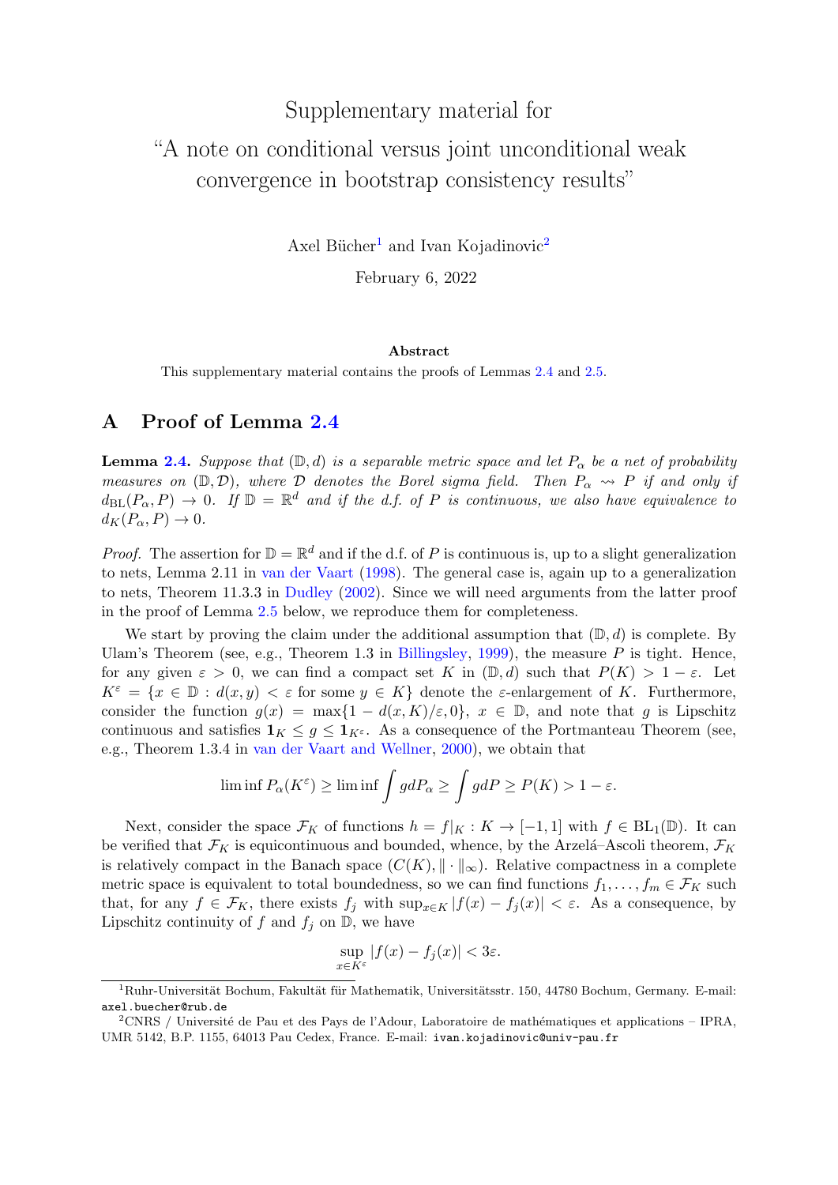# Supplementary material for

# "A note on conditional versus joint unconditional weak convergence in bootstrap consistency results"

Axel Bücher[1] and Ivan Kojadinovic[2]

February 6, 2022

**Abstract**

This supplementary material contains the proofs of Lemmas 2.4 and 2.5.

## A Proof of Lemma 2.4

**Lemma 2.4.** *Suppose that $(\mathbb{D}, d)$ is a separable metric space and let $P_\alpha$ be a net of probability measures on $(\mathbb{D}, \mathcal{D})$, where $\mathcal{D}$ denotes the Borel sigma field. Then $P_\alpha \rightsquigarrow P$ if and only if $d_{\mathrm{BL}}(P_\alpha, P) \to 0$. If $\mathbb{D} = \mathbb{R}^d$ and if the d.f. of $P$ is continuous, we also have equivalence to $d_K(P_\alpha, P) \to 0$.*

*Proof.* The assertion for $\mathbb{D} = \mathbb{R}^d$ and if the d.f. of $P$ is continuous is, up to a slight generalization to nets, Lemma 2.11 in van der Vaart (1998). The general case is, again up to a generalization to nets, Theorem 11.3.3 in Dudley (2002). Since we will need arguments from the latter proof in the proof of Lemma 2.5 below, we reproduce them for completeness.

We start by proving the claim under the additional assumption that $(\mathbb{D}, d)$ is complete. By Ulam's Theorem (see, e.g., Theorem 1.3 in Billingsley, 1999), the measure $P$ is tight. Hence, for any given $\varepsilon > 0$, we can find a compact set $K$ in $(\mathbb{D}, d)$ such that $P(K) > 1 - \varepsilon$. Let $K^\varepsilon = \{x \in \mathbb{D} : d(x, y) < \varepsilon \text{ for some } y \in K\}$ denote the $\varepsilon$-enlargement of $K$. Furthermore, consider the function $g(x) = \max\{1 - d(x, K)/\varepsilon, 0\}$, $x \in \mathbb{D}$, and note that $g$ is Lipschitz continuous and satisfies $\mathbf{1}_K \le g \le \mathbf{1}_{K^\varepsilon}$. As a consequence of the Portmanteau Theorem (see, e.g., Theorem 1.3.4 in van der Vaart and Wellner, 2000), we obtain that

$$\liminf P_\alpha(K^\varepsilon) \ge \liminf \int g dP_\alpha \ge \int g dP \ge P(K) > 1 - \varepsilon.$$

Next, consider the space $\mathcal{F}_K$ of functions $h = f|_K : K \to [-1, 1]$ with $f \in \mathrm{BL}_1(\mathbb{D})$. It can be verified that $\mathcal{F}_K$ is equicontinuous and bounded, whence, by the Arzelá–Ascoli theorem, $\mathcal{F}_K$ is relatively compact in the Banach space $(C(K), \|\cdot\|_\infty)$. Relative compactness in a complete metric space is equivalent to total boundedness, so we can find functions $f_1, \dots, f_m \in \mathcal{F}_K$ such that, for any $f \in \mathcal{F}_K$, there exists $f_j$ with $\sup_{x \in K} |f(x) - f_j(x)| < \varepsilon$. As a consequence, by Lipschitz continuity of $f$ and $f_j$ on $\mathbb{D}$, we have

$$\sup_{x \in K^\varepsilon} |f(x) - f_j(x)| < 3\varepsilon.$$

[1] Ruhr-Universität Bochum, Fakultät für Mathematik, Universitätsstr. 150, 44780 Bochum, Germany. E-mail: axel.buecher@rub.de

[2] CNRS / Université de Pau et des Pays de l'Adour, Laboratoire de mathématiques et applications – IPRA, UMR 5142, B.P. 1155, 64013 Pau Cedex, France. E-mail: ivan.kojadinovic@univ-pau.fr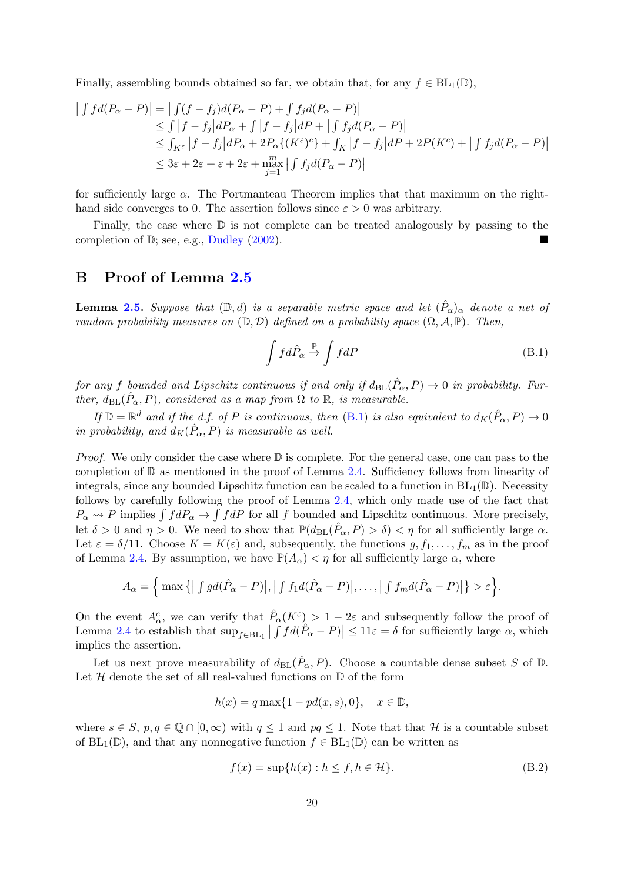Finally, assembling bounds obtained so far, we obtain that, for any $f \in \mathrm{BL}_1(\mathbb{D})$,

$$
\begin{aligned}
\big| \int f d(P_\alpha - P) \big| &= \big| \int (f - f_j) d(P_\alpha - P) + \int f_j d(P_\alpha - P) \big| \\
&\leq \int \big| f - f_j \big| dP_\alpha + \int \big| f - f_j \big| dP + \big| \int f_j d(P_\alpha - P) \big| \\
&\leq \int_{K^\varepsilon} \big| f - f_j \big| dP_\alpha + 2P_\alpha\{(K^\varepsilon)^c\} + \int_K \big| f - f_j \big| dP + 2P(K^c) + \big| \int f_j d(P_\alpha - P) \big| \\
&\leq 3\varepsilon + 2\varepsilon + \varepsilon + 2\varepsilon + \max_{j=1}^{m} \big| \int f_j d(P_\alpha - P) \big|
\end{aligned}
$$

for sufficiently large $\alpha$. The Portmanteau Theorem implies that that maximum on the right-hand side converges to 0. The assertion follows since $\varepsilon > 0$ was arbitrary.

Finally, the case where $\mathbb{D}$ is not complete can be treated analogously by passing to the completion of $\mathbb{D}$; see, e.g., Dudley (2002). ■

# B Proof of Lemma 2.5

**Lemma 2.5.** *Suppose that $(\mathbb{D}, d)$ is a separable metric space and let $(\hat{P}_\alpha)_\alpha$ denote a net of random probability measures on $(\mathbb{D}, \mathcal{D})$ defined on a probability space $(\Omega, \mathcal{A}, \mathbb{P})$. Then,*

$$
\int f d\hat{P}_\alpha \xrightarrow{\mathbb{P}} \int f dP \tag{B.1}
$$

*for any $f$ bounded and Lipschitz continuous if and only if $d_{\mathrm{BL}}(\hat{P}_\alpha, P) \to 0$ in probability. Further, $d_{\mathrm{BL}}(\hat{P}_\alpha, P)$, considered as a map from $\Omega$ to $\mathbb{R}$, is measurable.*

*If $\mathbb{D} = \mathbb{R}^d$ and if the d.f. of $P$ is continuous, then (B.1) is also equivalent to $d_K(\hat{P}_\alpha, P) \to 0$ in probability, and $d_K(\hat{P}_\alpha, P)$ is measurable as well.*

*Proof.* We only consider the case where $\mathbb{D}$ is complete. For the general case, one can pass to the completion of $\mathbb{D}$ as mentioned in the proof of Lemma 2.4. Sufficiency follows from linearity of integrals, since any bounded Lipschitz function can be scaled to a function in $\mathrm{BL}_1(\mathbb{D})$. Necessity follows by carefully following the proof of Lemma 2.4, which only made use of the fact that $P_\alpha \rightsquigarrow P$ implies $\int f dP_\alpha \to \int f dP$ for all $f$ bounded and Lipschitz continuous. More precisely, let $\delta > 0$ and $\eta > 0$. We need to show that $\mathbb{P}(d_{\mathrm{BL}}(\hat{P}_\alpha, P) > \delta) < \eta$ for all sufficiently large $\alpha$. Let $\varepsilon = \delta/11$. Choose $K = K(\varepsilon)$ and, subsequently, the functions $g, f_1, \ldots, f_m$ as in the proof of Lemma 2.4. By assumption, we have $\mathbb{P}(A_\alpha) < \eta$ for all sufficiently large $\alpha$, where

$$
A_\alpha = \Big\{ \max \big\{ \big| \int g d(\hat{P}_\alpha - P) \big|, \big| \int f_1 d(\hat{P}_\alpha - P) \big|, \ldots, \big| \int f_m d(\hat{P}_\alpha - P) \big| \big\} > \varepsilon \Big\}.
$$

On the event $A_\alpha^c$, we can verify that $\hat{P}_\alpha(K^\varepsilon) > 1 - 2\varepsilon$ and subsequently follow the proof of Lemma 2.4 to establish that $\sup_{f \in \mathrm{BL}_1} \big| \int f d(\hat{P}_\alpha - P) \big| \leq 11\varepsilon = \delta$ for sufficiently large $\alpha$, which implies the assertion.

Let us next prove measurability of $d_{\mathrm{BL}}(\hat{P}_\alpha, P)$. Choose a countable dense subset $S$ of $\mathbb{D}$. Let $\mathcal{H}$ denote the set of all real-valued functions on $\mathbb{D}$ of the form

$$
h(x) = q \max\{1 - pd(x, s), 0\}, \quad x \in \mathbb{D},
$$

where $s \in S$, $p, q \in \mathbb{Q} \cap [0, \infty)$ with $q \leq 1$ and $pq \leq 1$. Note that that $\mathcal{H}$ is a countable subset of $\mathrm{BL}_1(\mathbb{D})$, and that any nonnegative function $f \in \mathrm{BL}_1(\mathbb{D})$ can be written as

$$
f(x) = \sup\{h(x) : h \leq f, h \in \mathcal{H}\}. \tag{B.2}
$$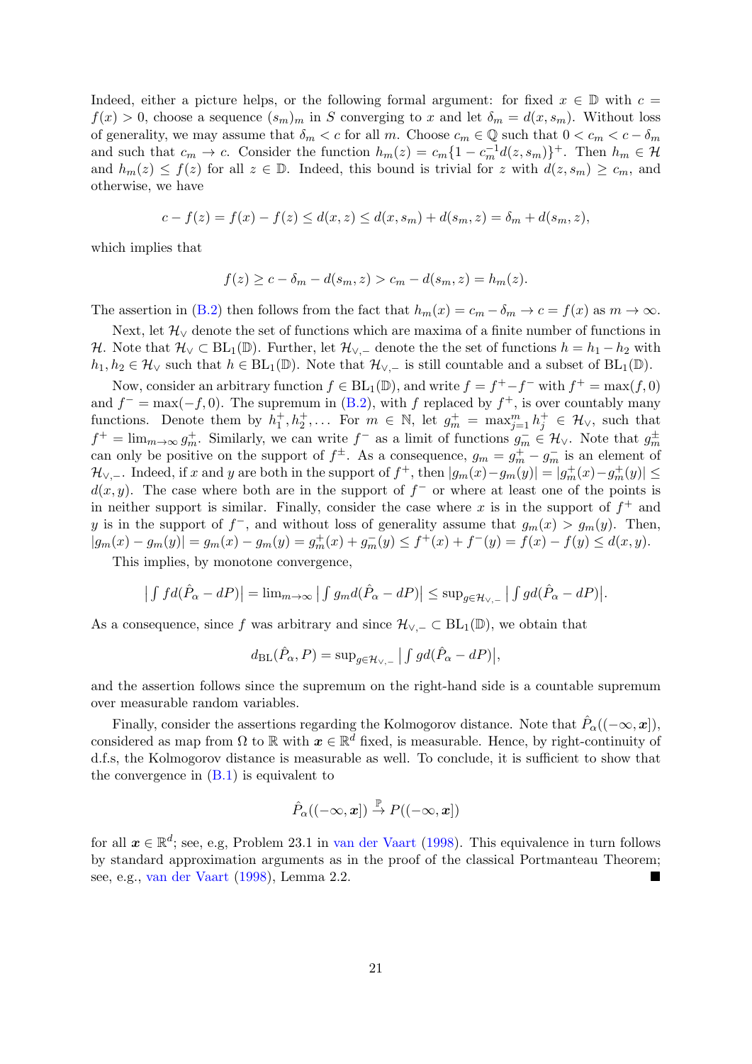Indeed, either a picture helps, or the following formal argument: for fixed $x \in \mathbb{D}$ with $c = f(x) > 0$, choose a sequence $(s_m)_m$ in $S$ converging to $x$ and let $\delta_m = d(x, s_m)$. Without loss of generality, we may assume that $\delta_m < c$ for all $m$. Choose $c_m \in \mathbb{Q}$ such that $0 < c_m < c - \delta_m$ and such that $c_m \to c$. Consider the function $h_m(z) = c_m\{1 - c_m^{-1} d(z, s_m)\}^+$. Then $h_m \in \mathcal{H}$ and $h_m(z) \le f(z)$ for all $z \in \mathbb{D}$. Indeed, this bound is trivial for $z$ with $d(z, s_m) \ge c_m$, and otherwise, we have

$$c - f(z) = f(x) - f(z) \le d(x, z) \le d(x, s_m) + d(s_m, z) = \delta_m + d(s_m, z),$$

which implies that

$$f(z) \ge c - \delta_m - d(s_m, z) > c_m - d(s_m, z) = h_m(z).$$

The assertion in (B.2) then follows from the fact that $h_m(x) = c_m - \delta_m \to c = f(x)$ as $m \to \infty$.

Next, let $\mathcal{H}_\vee$ denote the set of functions which are maxima of a finite number of functions in $\mathcal{H}$. Note that $\mathcal{H}_\vee \subset \mathrm{BL}_1(\mathbb{D})$. Further, let $\mathcal{H}_{\vee,-}$ denote the the set of functions $h = h_1 - h_2$ with $h_1, h_2 \in \mathcal{H}_\vee$ such that $h \in \mathrm{BL}_1(\mathbb{D})$. Note that $\mathcal{H}_{\vee,-}$ is still countable and a subset of $\mathrm{BL}_1(\mathbb{D})$.

Now, consider an arbitrary function $f \in \mathrm{BL}_1(\mathbb{D})$, and write $f = f^+ - f^-$ with $f^+ = \max(f, 0)$ and $f^- = \max(-f, 0)$. The supremum in (B.2), with $f$ replaced by $f^+$, is over countably many functions. Denote them by $h_1^+, h_2^+, \dots$ For $m \in \mathbb{N}$, let $g_m^+ = \max_{j=1}^m h_j^+ \in \mathcal{H}_\vee$, such that $f^+ = \lim_{m\to\infty} g_m^+$. Similarly, we can write $f^-$ as a limit of functions $g_m^- \in \mathcal{H}_\vee$. Note that $g_m^\pm$ can only be positive on the support of $f^\pm$. As a consequence, $g_m = g_m^+ - g_m^-$ is an element of $\mathcal{H}_{\vee,-}$. Indeed, if $x$ and $y$ are both in the support of $f^+$, then $|g_m(x) - g_m(y)| = |g_m^+(x) - g_m^+(y)| \le d(x, y)$. The case where both are in the support of $f^-$ or where at least one of the points is in neither support is similar. Finally, consider the case where $x$ is in the support of $f^+$ and $y$ is in the support of $f^-$, and without loss of generality assume that $g_m(x) > g_m(y)$. Then, $|g_m(x) - g_m(y)| = g_m(x) - g_m(y) = g_m^+(x) + g_m^-(y) \le f^+(x) + f^-(y) = f(x) - f(y) \le d(x, y)$.

This implies, by monotone convergence,

$$\big|\textstyle\int f d(\hat{P}_\alpha - dP)\big| = \lim_{m\to\infty} \big|\textstyle\int g_m d(\hat{P}_\alpha - dP)\big| \le \sup_{g \in \mathcal{H}_{\vee,-}} \big|\textstyle\int g d(\hat{P}_\alpha - dP)\big|.$$

As a consequence, since $f$ was arbitrary and since $\mathcal{H}_{\vee,-} \subset \mathrm{BL}_1(\mathbb{D})$, we obtain that

$$d_{\mathrm{BL}}(\hat{P}_\alpha, P) = \sup_{g \in \mathcal{H}_{\vee,-}} \big|\textstyle\int g d(\hat{P}_\alpha - dP)\big|,$$

and the assertion follows since the supremum on the right-hand side is a countable supremum over measurable random variables.

Finally, consider the assertions regarding the Kolmogorov distance. Note that $\hat{P}_\alpha((-\infty, \boldsymbol{x}])$, considered as map from $\Omega$ to $\mathbb{R}$ with $\boldsymbol{x} \in \mathbb{R}^d$ fixed, is measurable. Hence, by right-continuity of d.f.s, the Kolmogorov distance is measurable as well. To conclude, it is sufficient to show that the convergence in (B.1) is equivalent to

$$\hat{P}_\alpha((-\infty, \boldsymbol{x}]) \xrightarrow{\mathbb{P}} P((-\infty, \boldsymbol{x}])$$

for all $\boldsymbol{x} \in \mathbb{R}^d$; see, e.g, Problem 23.1 in van der Vaart (1998). This equivalence in turn follows by standard approximation arguments as in the proof of the classical Portmanteau Theorem; see, e.g., van der Vaart (1998), Lemma 2.2. ■